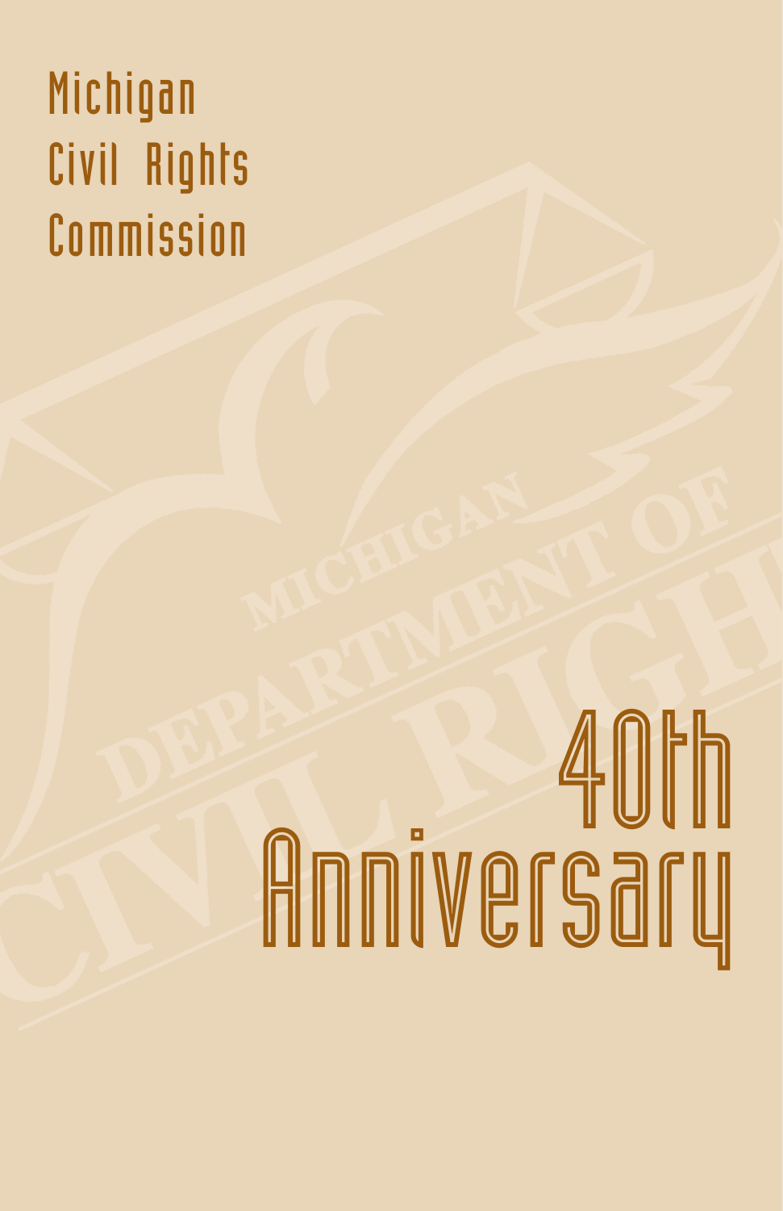# Michigan Civil Rights Commission

# 40th Anniversary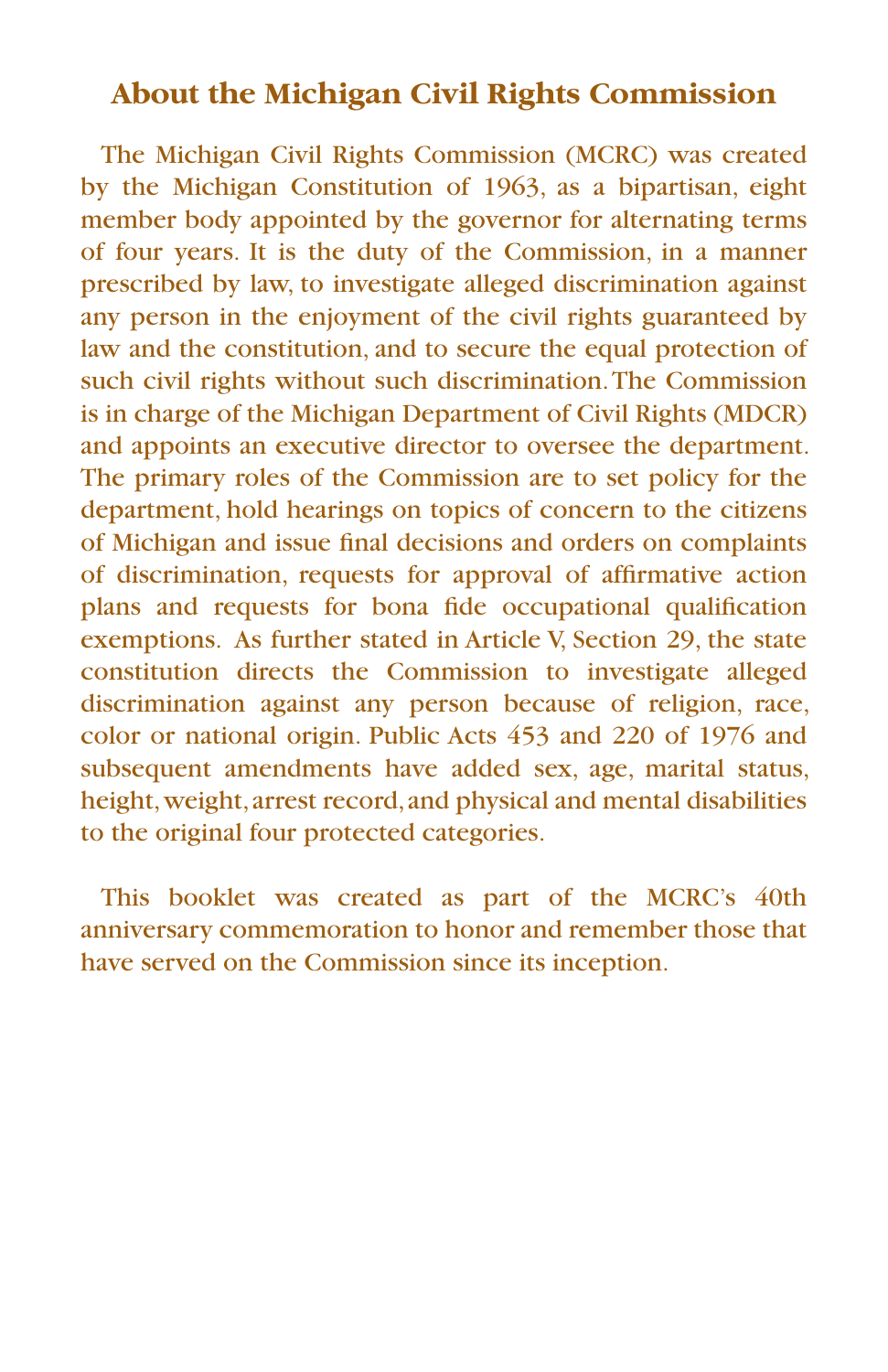## About the Michigan Civil Rights Commission

The Michigan Civil Rights Commission (MCRC) was created by the Michigan Constitution of 1963, as a bipartisan, eight member body appointed by the governor for alternating terms of four years. It is the duty of the Commission, in a manner prescribed by law, to investigate alleged discrimination against any person in the enjoyment of the civil rights guaranteed by law and the constitution, and to secure the equal protection of such civil rights without such discrimination. The Commission is in charge of the Michigan Department of Civil Rights (MDCR) and appoints an executive director to oversee the department. The primary roles of the Commission are to set policy for the department, hold hearings on topics of concern to the citizens of Michigan and issue final decisions and orders on complaints of discrimination, requests for approval of affirmative action plans and requests for bona fide occupational qualification exemptions. As further stated in Article V, Section 29, the state constitution directs the Commission to investigate alleged discrimination against any person because of religion, race, color or national origin. Public Acts 453 and 220 of 1976 and subsequent amendments have added sex, age, marital status, height, weight, arrest record, and physical and mental disabilities to the original four protected categories.

This booklet was created as part of the MCRC's 40th anniversary commemoration to honor and remember those that have served on the Commission since its inception.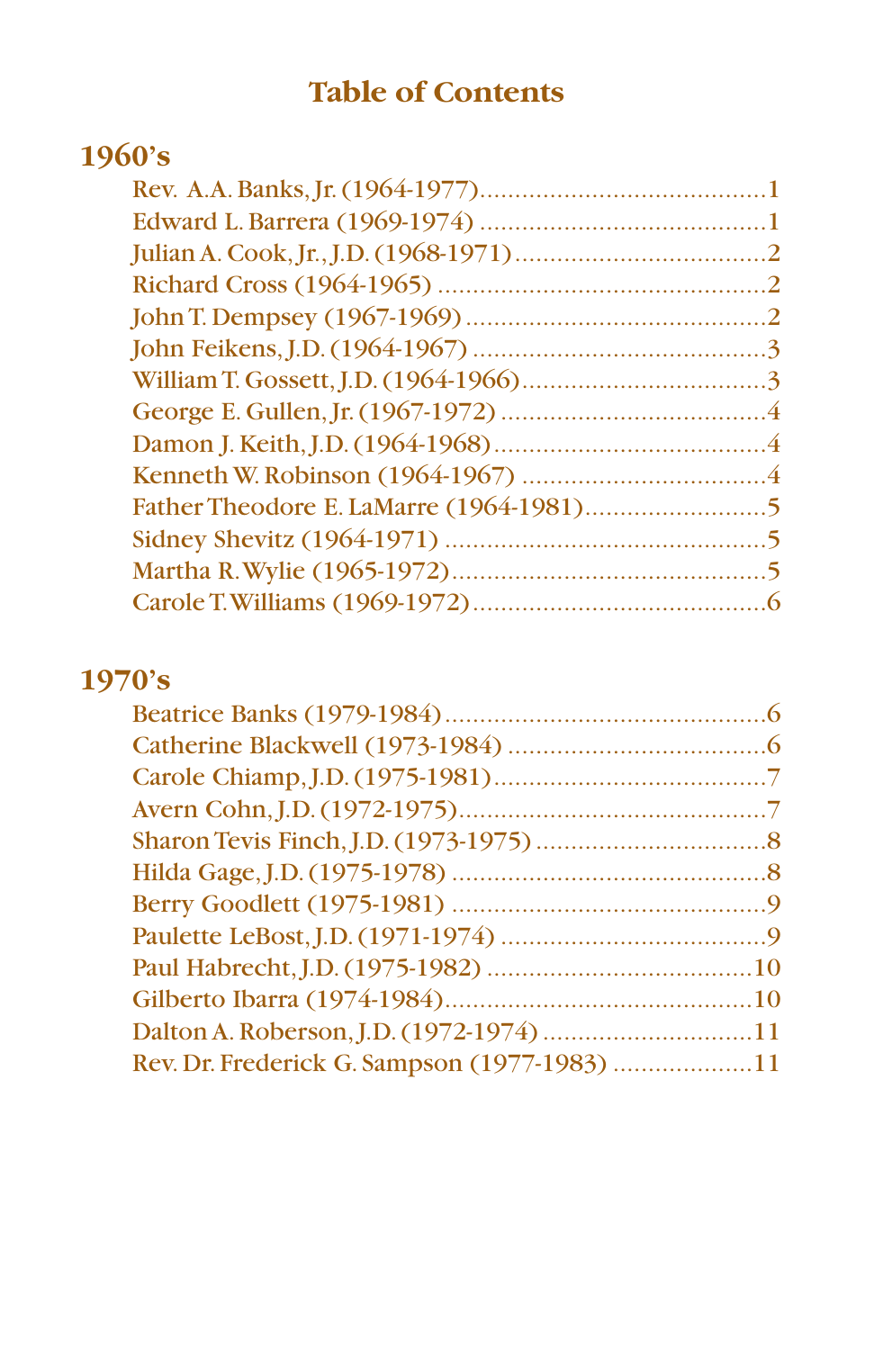# Table of Contents

## 1960's

Rev. A.A. Banks, Jr. (1964-1977)........................................1
Edward L. Barrera (1969-1974) ........................................1
Julian A. Cook, Jr., J.D. (1968-1971) ..................................2
Richard Cross (1964-1965) ..............................................2
John T. Dempsey (1967-1969) ..........................................2
John Feikens, J.D. (1964-1967) ........................................3
William T. Gossett, J.D. (1964-1966)..................................3
George E. Gullen, Jr. (1967-1972) .....................................4
Damon J. Keith, J.D. (1964-1968)......................................4
Kenneth W. Robinson (1964-1967) ...................................4
Father Theodore E. LaMarre (1964-1981)..........................5
Sidney Shevitz (1964-1971) .............................................5
Martha R. Wylie (1965-1972)............................................5
Carole T. Williams (1969-1972)..........................................6

## 1970's

Beatrice Banks (1979-1984)...............................................6
Catherine Blackwell (1973-1984) .....................................6
Carole Chiamp, J.D. (1975-1981).......................................7
Avern Cohn, J.D. (1972-1975)............................................7
Sharon Tevis Finch, J.D. (1973-1975) .................................8
Hilda Gage, J.D. (1975-1978) ............................................8
Berry Goodlett (1975-1981) .............................................9
Paulette LeBost, J.D. (1971-1974) .....................................9
Paul Habrecht, J.D. (1975-1982) ......................................10
Gilberto Ibarra (1974-1984)............................................10
Dalton A. Roberson, J.D. (1972-1974) ..............................11
Rev. Dr. Frederick G. Sampson (1977-1983) ....................11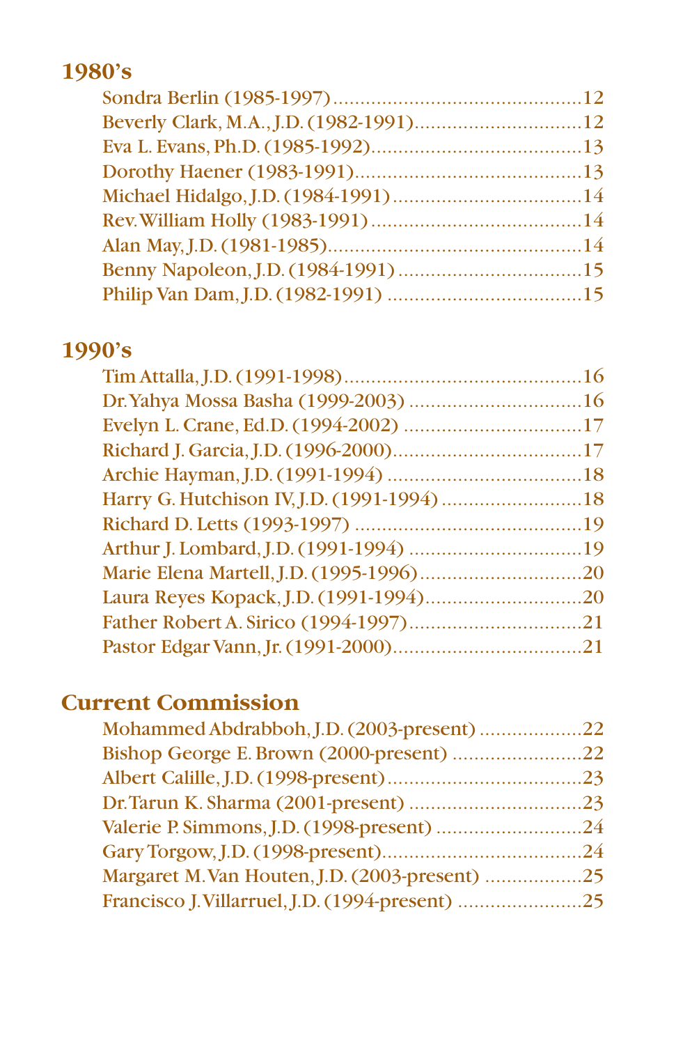## 1980's

Sondra Berlin (1985-1997)............................................12
Beverly Clark, M.A., J.D. (1982-1991)..............................12
Eva L. Evans, Ph.D. (1985-1992).......................................13
Dorothy Haener (1983-1991)..........................................13
Michael Hidalgo, J.D. (1984-1991)...................................14
Rev. William Holly (1983-1991).......................................14
Alan May, J.D. (1981-1985)...............................................14
Benny Napoleon, J.D. (1984-1991)..................................15
Philip Van Dam, J.D. (1982-1991)....................................15

## 1990's

Tim Attalla, J.D. (1991-1998)............................................16
Dr. Yahya Mossa Basha (1999-2003)................................16
Evelyn L. Crane, Ed.D. (1994-2002).................................17
Richard J. Garcia, J.D. (1996-2000)..................................17
Archie Hayman, J.D. (1991-1994)....................................18
Harry G. Hutchison IV, J.D. (1991-1994)..........................18
Richard D. Letts (1993-1997)..........................................19
Arthur J. Lombard, J.D. (1991-1994)................................19
Marie Elena Martell, J.D. (1995-1996)..............................20
Laura Reyes Kopack, J.D. (1991-1994).............................20
Father Robert A. Sirico (1994-1997)................................21
Pastor Edgar Vann, Jr. (1991-2000)..................................21

## Current Commission

Mohammed Abdrabboh, J.D. (2003-present)...................22
Bishop George E. Brown (2000-present)........................22
Albert Calille, J.D. (1998-present)....................................23
Dr. Tarun K. Sharma (2001-present)................................23
Valerie P. Simmons, J.D. (1998-present)...........................24
Gary Torgow, J.D. (1998-present).....................................24
Margaret M. Van Houten, J.D. (2003-present)..................25
Francisco J. Villarruel, J.D. (1994-present).......................25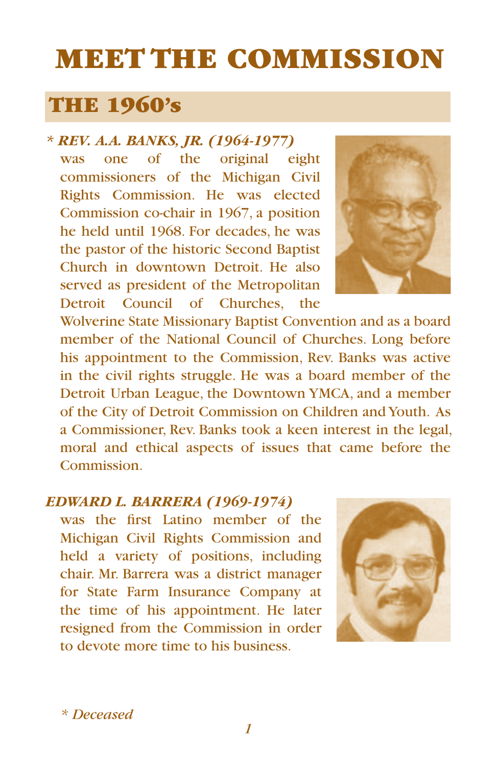# MEET THE COMMISSION

## THE 1960's

*** REV. A.A. BANKS, JR. (1964-1977)**
was one of the original eight commissioners of the Michigan Civil Rights Commission. He was elected Commission co-chair in 1967, a position he held until 1968. For decades, he was the pastor of the historic Second Baptist Church in downtown Detroit. He also served as president of the Metropolitan Detroit Council of Churches, the Wolverine State Missionary Baptist Convention and as a board member of the National Council of Churches. Long before his appointment to the Commission, Rev. Banks was active in the civil rights struggle. He was a board member of the Detroit Urban League, the Downtown YMCA, and a member of the City of Detroit Commission on Children and Youth. As a Commissioner, Rev. Banks took a keen interest in the legal, moral and ethical aspects of issues that came before the Commission.

***EDWARD L. BARRERA (1969-1974)***
was the first Latino member of the Michigan Civil Rights Commission and held a variety of positions, including chair. Mr. Barrera was a district manager for State Farm Insurance Company at the time of his appointment. He later resigned from the Commission in order to devote more time to his business.

*\* Deceased*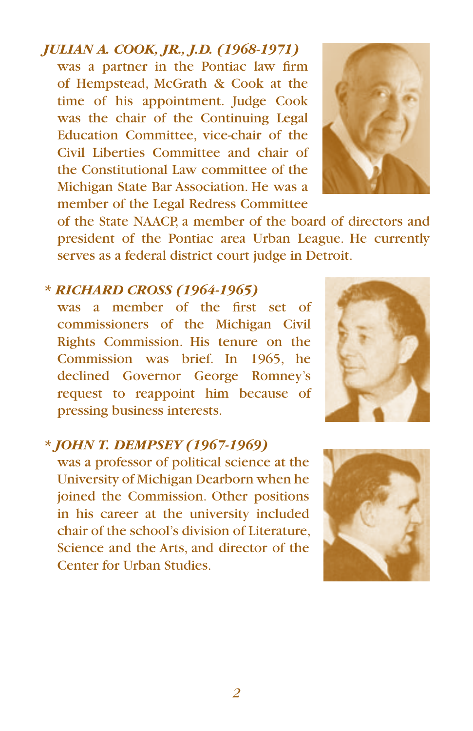***JULIAN A. COOK, JR., J.D. (1968-1971)***
was a partner in the Pontiac law firm of Hempstead, McGrath & Cook at the time of his appointment. Judge Cook was the chair of the Continuing Legal Education Committee, vice-chair of the Civil Liberties Committee and chair of the Constitutional Law committee of the Michigan State Bar Association. He was a member of the Legal Redress Committee of the State NAACP, a member of the board of directors and president of the Pontiac area Urban League. He currently serves as a federal district court judge in Detroit.

***\* RICHARD CROSS (1964-1965)***
was a member of the first set of commissioners of the Michigan Civil Rights Commission. His tenure on the Commission was brief. In 1965, he declined Governor George Romney's request to reappoint him because of pressing business interests.

***\* JOHN T. DEMPSEY (1967-1969)***
was a professor of political science at the University of Michigan Dearborn when he joined the Commission. Other positions in his career at the university included chair of the school's division of Literature, Science and the Arts, and director of the Center for Urban Studies.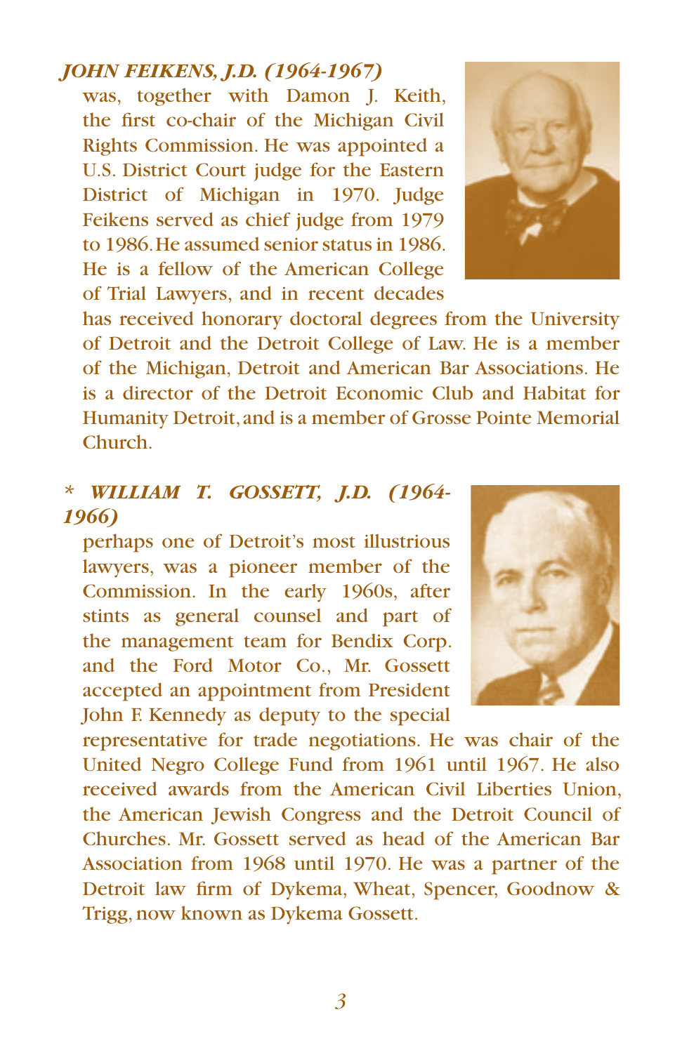***JOHN FEIKENS, J.D. (1964-1967)***

was, together with Damon J. Keith, the first co-chair of the Michigan Civil Rights Commission. He was appointed a U.S. District Court judge for the Eastern District of Michigan in 1970. Judge Feikens served as chief judge from 1979 to 1986. He assumed senior status in 1986. He is a fellow of the American College of Trial Lawyers, and in recent decades has received honorary doctoral degrees from the University of Detroit and the Detroit College of Law. He is a member of the Michigan, Detroit and American Bar Associations. He is a director of the Detroit Economic Club and Habitat for Humanity Detroit, and is a member of Grosse Pointe Memorial Church.

*\* WILLIAM T. GOSSETT, J.D. (1964-1966)*

perhaps one of Detroit's most illustrious lawyers, was a pioneer member of the Commission. In the early 1960s, after stints as general counsel and part of the management team for Bendix Corp. and the Ford Motor Co., Mr. Gossett accepted an appointment from President John F. Kennedy as deputy to the special representative for trade negotiations. He was chair of the United Negro College Fund from 1961 until 1967. He also received awards from the American Civil Liberties Union, the American Jewish Congress and the Detroit Council of Churches. Mr. Gossett served as head of the American Bar Association from 1968 until 1970. He was a partner of the Detroit law firm of Dykema, Wheat, Spencer, Goodnow & Trigg, now known as Dykema Gossett.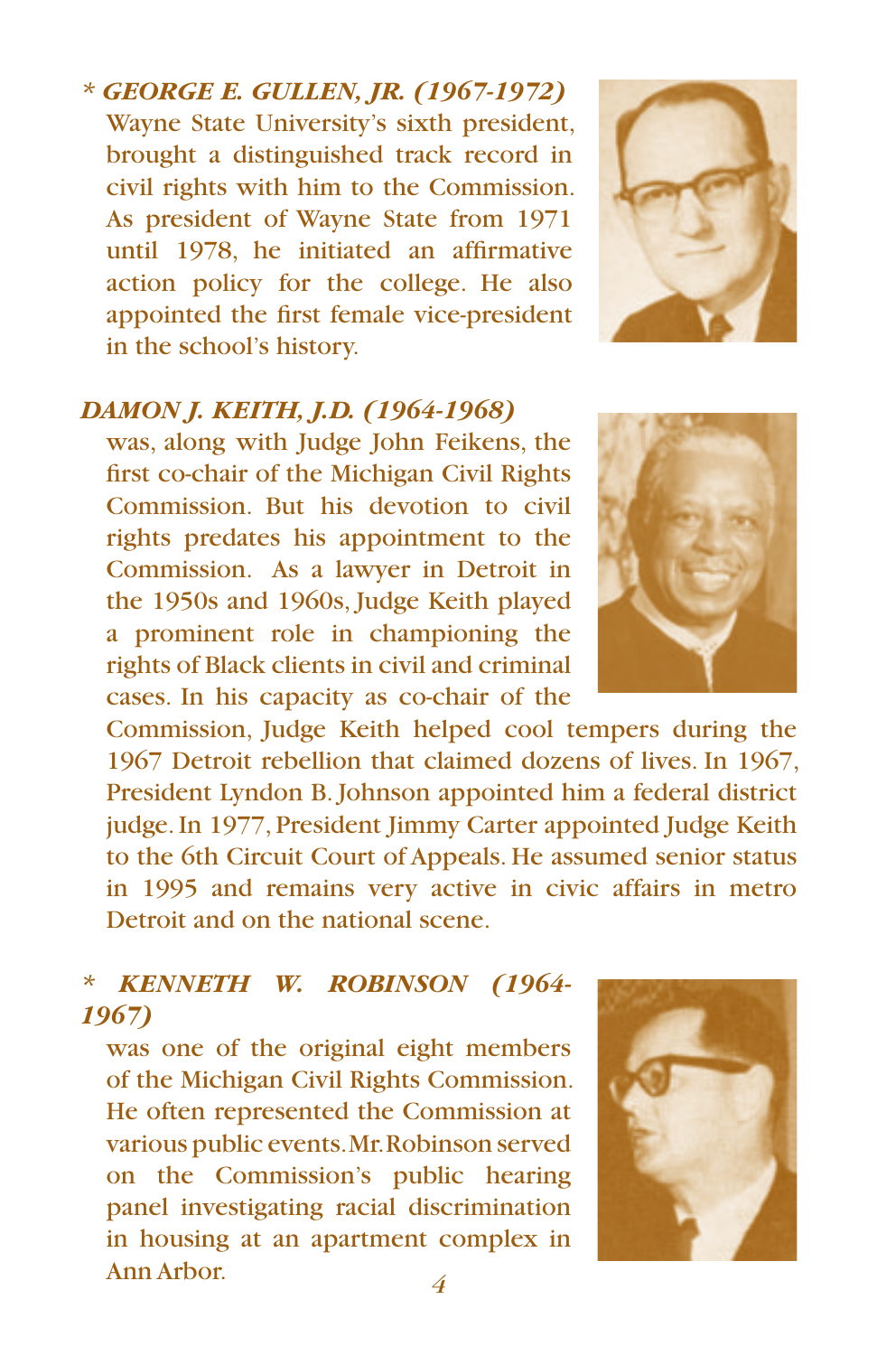*\* GEORGE E. GULLEN, JR. (1967-1972)*

Wayne State University's sixth president, brought a distinguished track record in civil rights with him to the Commission. As president of Wayne State from 1971 until 1978, he initiated an affirmative action policy for the college. He also appointed the first female vice-president in the school's history.

*DAMON J. KEITH, J.D. (1964-1968)*

was, along with Judge John Feikens, the first co-chair of the Michigan Civil Rights Commission. But his devotion to civil rights predates his appointment to the Commission. As a lawyer in Detroit in the 1950s and 1960s, Judge Keith played a prominent role in championing the rights of Black clients in civil and criminal cases. In his capacity as co-chair of the Commission, Judge Keith helped cool tempers during the 1967 Detroit rebellion that claimed dozens of lives. In 1967, President Lyndon B. Johnson appointed him a federal district judge. In 1977, President Jimmy Carter appointed Judge Keith to the 6th Circuit Court of Appeals. He assumed senior status in 1995 and remains very active in civic affairs in metro Detroit and on the national scene.

*\* KENNETH W. ROBINSON (1964-1967)*

was one of the original eight members of the Michigan Civil Rights Commission. He often represented the Commission at various public events. Mr. Robinson served on the Commission's public hearing panel investigating racial discrimination in housing at an apartment complex in Ann Arbor.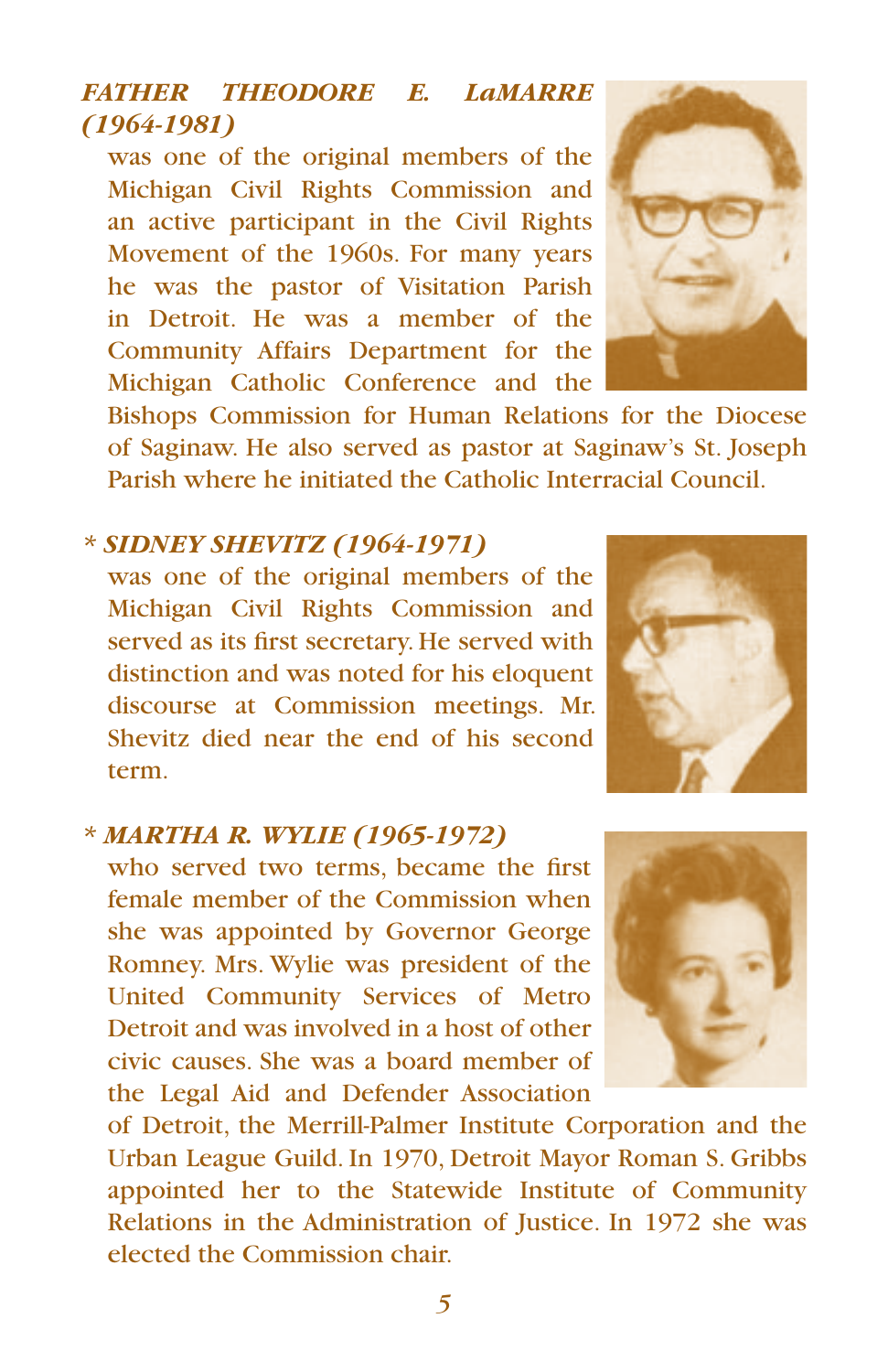***FATHER THEODORE E. LaMARRE (1964-1981)***
was one of the original members of the Michigan Civil Rights Commission and an active participant in the Civil Rights Movement of the 1960s. For many years he was the pastor of Visitation Parish in Detroit. He was a member of the Community Affairs Department for the Michigan Catholic Conference and the Bishops Commission for Human Relations for the Diocese of Saginaw. He also served as pastor at Saginaw's St. Joseph Parish where he initiated the Catholic Interracial Council.

***\* SIDNEY SHEVITZ (1964-1971)***
was one of the original members of the Michigan Civil Rights Commission and served as its first secretary. He served with distinction and was noted for his eloquent discourse at Commission meetings. Mr. Shevitz died near the end of his second term.

***\* MARTHA R. WYLIE (1965-1972)***
who served two terms, became the first female member of the Commission when she was appointed by Governor George Romney. Mrs. Wylie was president of the United Community Services of Metro Detroit and was involved in a host of other civic causes. She was a board member of the Legal Aid and Defender Association of Detroit, the Merrill-Palmer Institute Corporation and the Urban League Guild. In 1970, Detroit Mayor Roman S. Gribbs appointed her to the Statewide Institute of Community Relations in the Administration of Justice. In 1972 she was elected the Commission chair.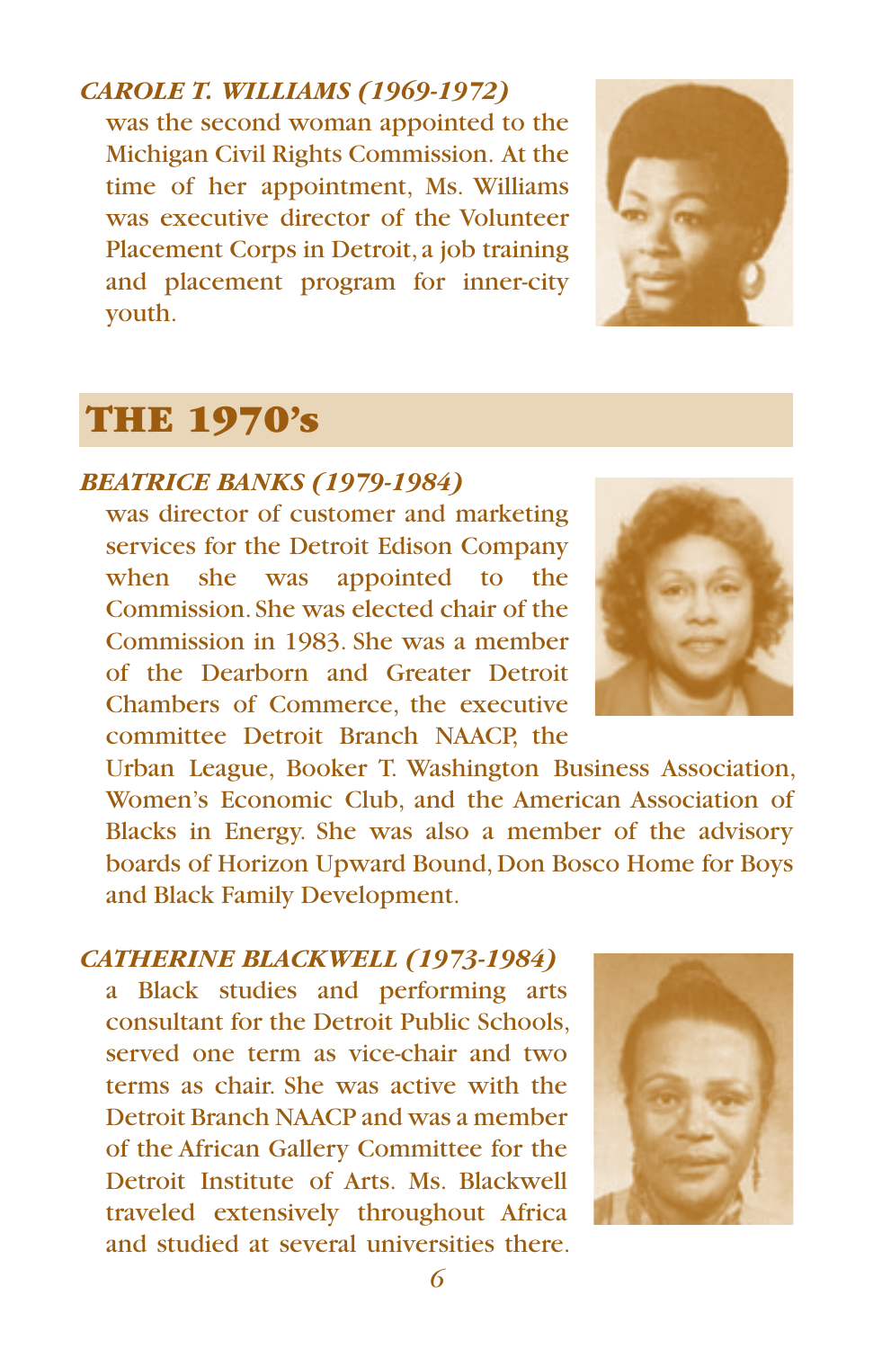***CAROLE T. WILLIAMS (1969-1972)***
was the second woman appointed to the Michigan Civil Rights Commission. At the time of her appointment, Ms. Williams was executive director of the Volunteer Placement Corps in Detroit, a job training and placement program for inner-city youth.

## THE 1970's

***BEATRICE BANKS (1979-1984)***
was director of customer and marketing services for the Detroit Edison Company when she was appointed to the Commission. She was elected chair of the Commission in 1983. She was a member of the Dearborn and Greater Detroit Chambers of Commerce, the executive committee Detroit Branch NAACP, the Urban League, Booker T. Washington Business Association, Women's Economic Club, and the American Association of Blacks in Energy. She was also a member of the advisory boards of Horizon Upward Bound, Don Bosco Home for Boys and Black Family Development.

***CATHERINE BLACKWELL (1973-1984)***
a Black studies and performing arts consultant for the Detroit Public Schools, served one term as vice-chair and two terms as chair. She was active with the Detroit Branch NAACP and was a member of the African Gallery Committee for the Detroit Institute of Arts. Ms. Blackwell traveled extensively throughout Africa and studied at several universities there.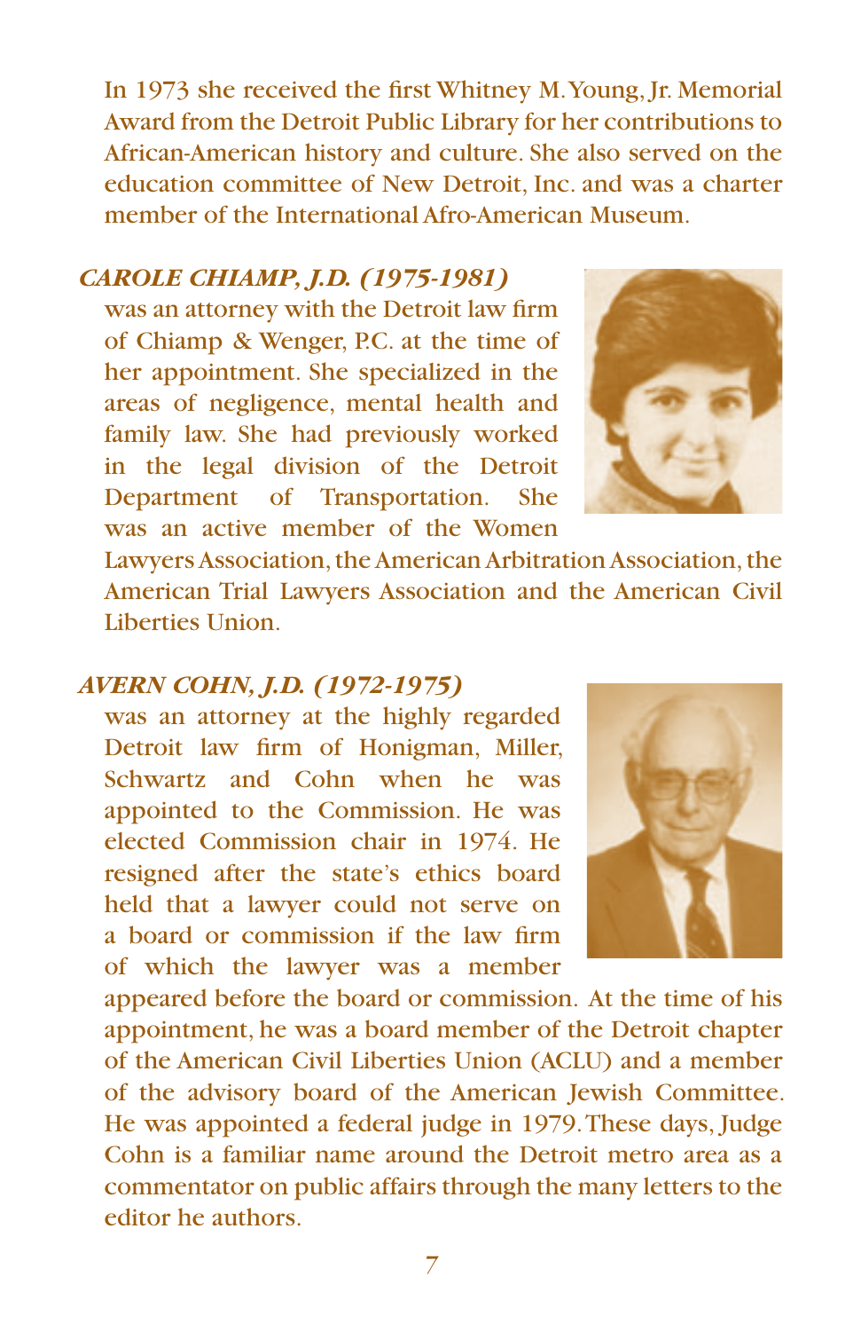In 1973 she received the first Whitney M. Young, Jr. Memorial Award from the Detroit Public Library for her contributions to African-American history and culture. She also served on the education committee of New Detroit, Inc. and was a charter member of the International Afro-American Museum.

***CAROLE CHIAMP, J.D. (1975-1981)*** was an attorney with the Detroit law firm of Chiamp & Wenger, P.C. at the time of her appointment. She specialized in the areas of negligence, mental health and family law. She had previously worked in the legal division of the Detroit Department of Transportation. She was an active member of the Women Lawyers Association, the American Arbitration Association, the American Trial Lawyers Association and the American Civil Liberties Union.

***AVERN COHN, J.D. (1972-1975)*** was an attorney at the highly regarded Detroit law firm of Honigman, Miller, Schwartz and Cohn when he was appointed to the Commission. He was elected Commission chair in 1974. He resigned after the state's ethics board held that a lawyer could not serve on a board or commission if the law firm of which the lawyer was a member appeared before the board or commission. At the time of his appointment, he was a board member of the Detroit chapter of the American Civil Liberties Union (ACLU) and a member of the advisory board of the American Jewish Committee. He was appointed a federal judge in 1979. These days, Judge Cohn is a familiar name around the Detroit metro area as a commentator on public affairs through the many letters to the editor he authors.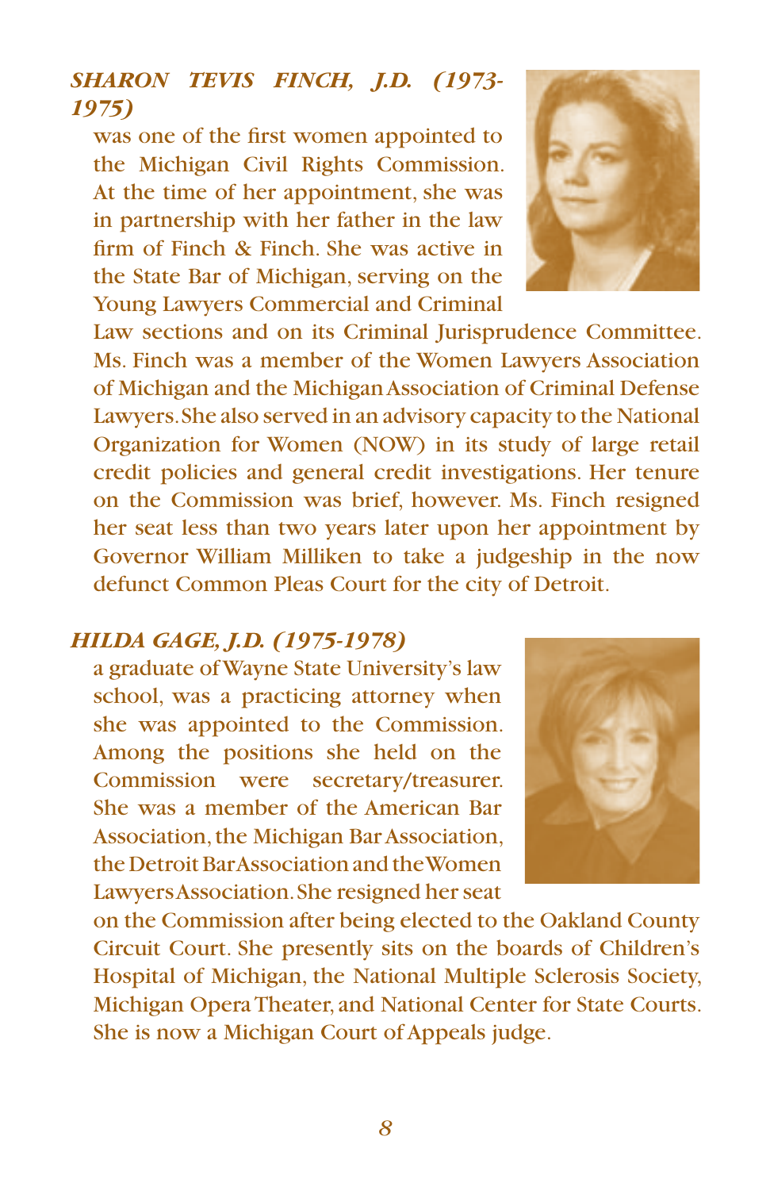***SHARON TEVIS FINCH, J.D. (1973-1975)***

was one of the first women appointed to the Michigan Civil Rights Commission. At the time of her appointment, she was in partnership with her father in the law firm of Finch & Finch. She was active in the State Bar of Michigan, serving on the Young Lawyers Commercial and Criminal Law sections and on its Criminal Jurisprudence Committee. Ms. Finch was a member of the Women Lawyers Association of Michigan and the Michigan Association of Criminal Defense Lawyers. She also served in an advisory capacity to the National Organization for Women (NOW) in its study of large retail credit policies and general credit investigations. Her tenure on the Commission was brief, however. Ms. Finch resigned her seat less than two years later upon her appointment by Governor William Milliken to take a judgeship in the now defunct Common Pleas Court for the city of Detroit.

***HILDA GAGE, J.D. (1975-1978)***

a graduate of Wayne State University's law school, was a practicing attorney when she was appointed to the Commission. Among the positions she held on the Commission were secretary/treasurer. She was a member of the American Bar Association, the Michigan Bar Association, the Detroit Bar Association and the Women Lawyers Association. She resigned her seat on the Commission after being elected to the Oakland County Circuit Court. She presently sits on the boards of Children's Hospital of Michigan, the National Multiple Sclerosis Society, Michigan Opera Theater, and National Center for State Courts. She is now a Michigan Court of Appeals judge.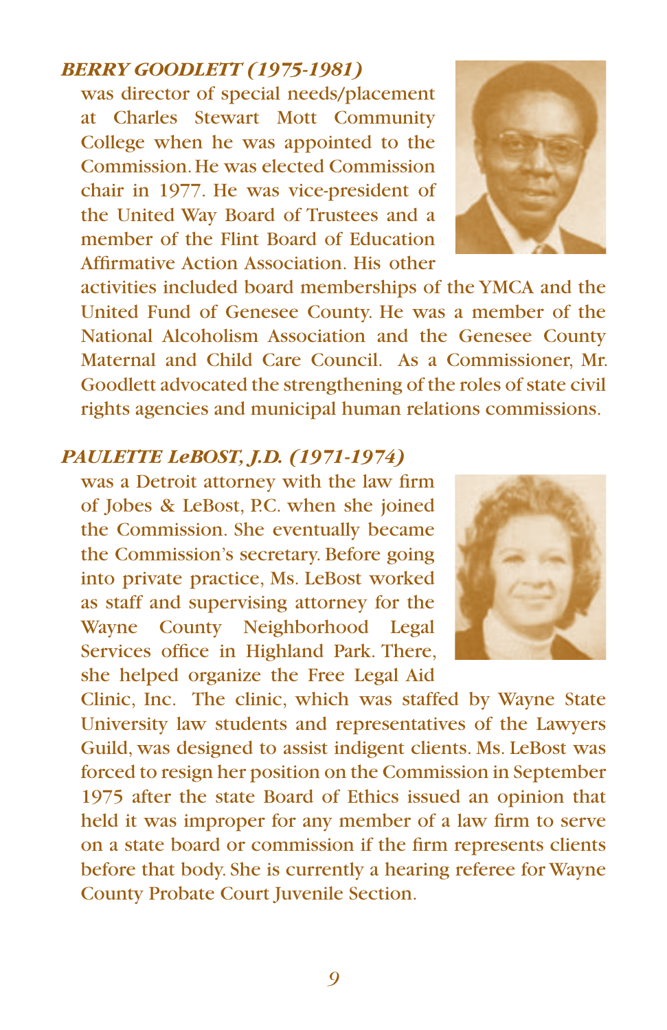***BERRY GOODLETT (1975-1981)***

was director of special needs/placement at Charles Stewart Mott Community College when he was appointed to the Commission. He was elected Commission chair in 1977. He was vice-president of the United Way Board of Trustees and a member of the Flint Board of Education Affirmative Action Association. His other activities included board memberships of the YMCA and the United Fund of Genesee County. He was a member of the National Alcoholism Association and the Genesee County Maternal and Child Care Council. As a Commissioner, Mr. Goodlett advocated the strengthening of the roles of state civil rights agencies and municipal human relations commissions.

***PAULETTE LeBOST, J.D. (1971-1974)***

was a Detroit attorney with the law firm of Jobes & LeBost, P.C. when she joined the Commission. She eventually became the Commission's secretary. Before going into private practice, Ms. LeBost worked as staff and supervising attorney for the Wayne County Neighborhood Legal Services office in Highland Park. There, she helped organize the Free Legal Aid Clinic, Inc. The clinic, which was staffed by Wayne State University law students and representatives of the Lawyers Guild, was designed to assist indigent clients. Ms. LeBost was forced to resign her position on the Commission in September 1975 after the state Board of Ethics issued an opinion that held it was improper for any member of a law firm to serve on a state board or commission if the firm represents clients before that body. She is currently a hearing referee for Wayne County Probate Court Juvenile Section.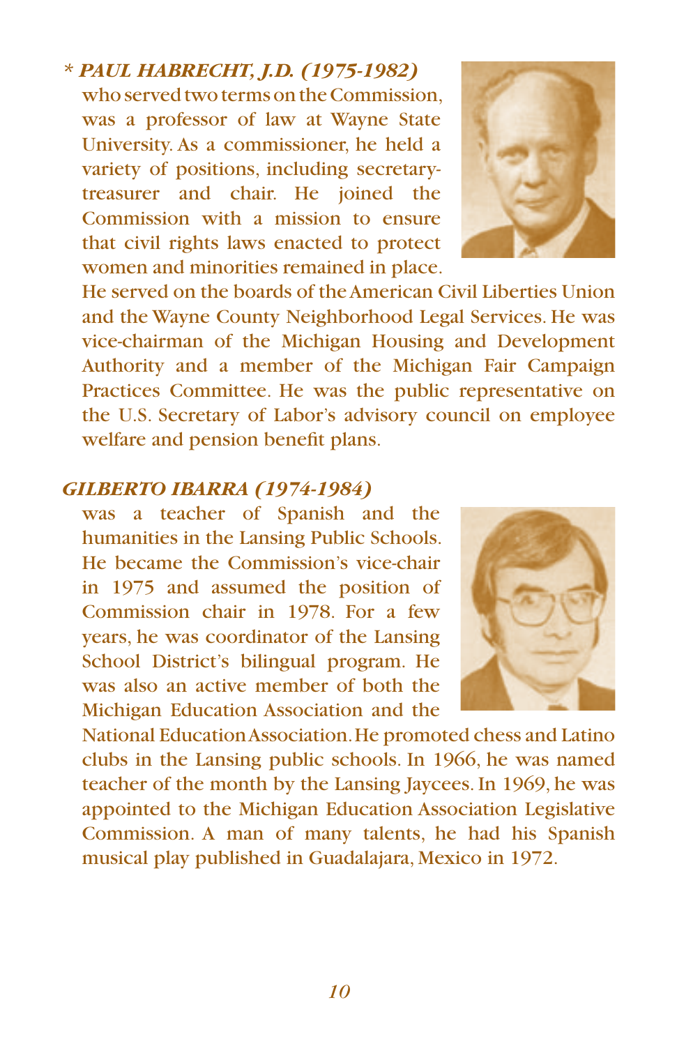*\* PAUL HABRECHT, J.D. (1975-1982)*

who served two terms on the Commission, was a professor of law at Wayne State University. As a commissioner, he held a variety of positions, including secretary-treasurer and chair. He joined the Commission with a mission to ensure that civil rights laws enacted to protect women and minorities remained in place. He served on the boards of the American Civil Liberties Union and the Wayne County Neighborhood Legal Services. He was vice-chairman of the Michigan Housing and Development Authority and a member of the Michigan Fair Campaign Practices Committee. He was the public representative on the U.S. Secretary of Labor's advisory council on employee welfare and pension benefit plans.

*GILBERTO IBARRA (1974-1984)*

was a teacher of Spanish and the humanities in the Lansing Public Schools. He became the Commission's vice-chair in 1975 and assumed the position of Commission chair in 1978. For a few years, he was coordinator of the Lansing School District's bilingual program. He was also an active member of both the Michigan Education Association and the National Education Association. He promoted chess and Latino clubs in the Lansing public schools. In 1966, he was named teacher of the month by the Lansing Jaycees. In 1969, he was appointed to the Michigan Education Association Legislative Commission. A man of many talents, he had his Spanish musical play published in Guadalajara, Mexico in 1972.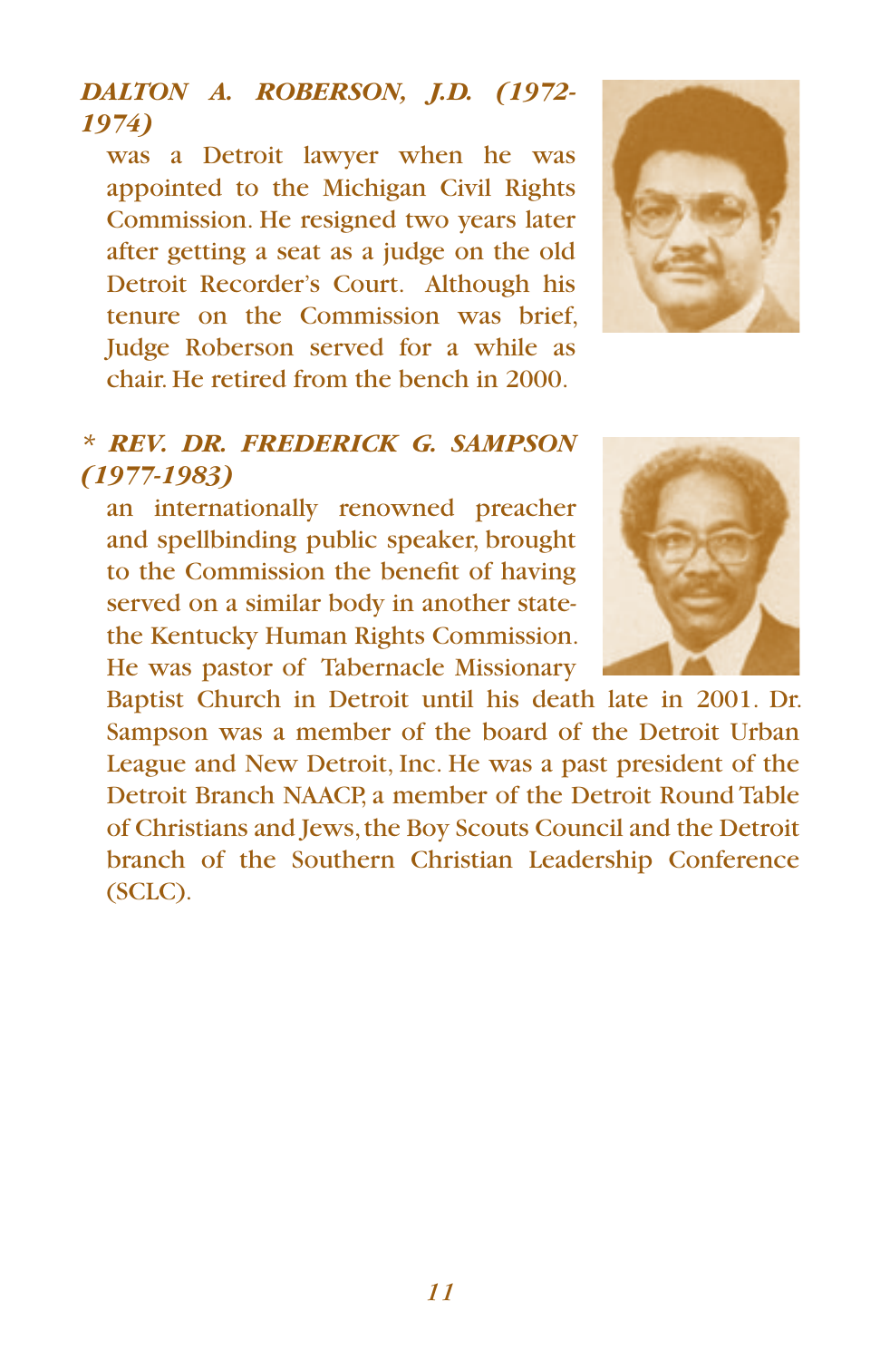***DALTON A. ROBERSON, J.D. (1972-1974)***

was a Detroit lawyer when he was appointed to the Michigan Civil Rights Commission. He resigned two years later after getting a seat as a judge on the old Detroit Recorder's Court. Although his tenure on the Commission was brief, Judge Roberson served for a while as chair. He retired from the bench in 2000.

***\* REV. DR. FREDERICK G. SAMPSON (1977-1983)***

an internationally renowned preacher and spellbinding public speaker, brought to the Commission the benefit of having served on a similar body in another state-the Kentucky Human Rights Commission. He was pastor of Tabernacle Missionary Baptist Church in Detroit until his death late in 2001. Dr. Sampson was a member of the board of the Detroit Urban League and New Detroit, Inc. He was a past president of the Detroit Branch NAACP, a member of the Detroit Round Table of Christians and Jews, the Boy Scouts Council and the Detroit branch of the Southern Christian Leadership Conference (SCLC).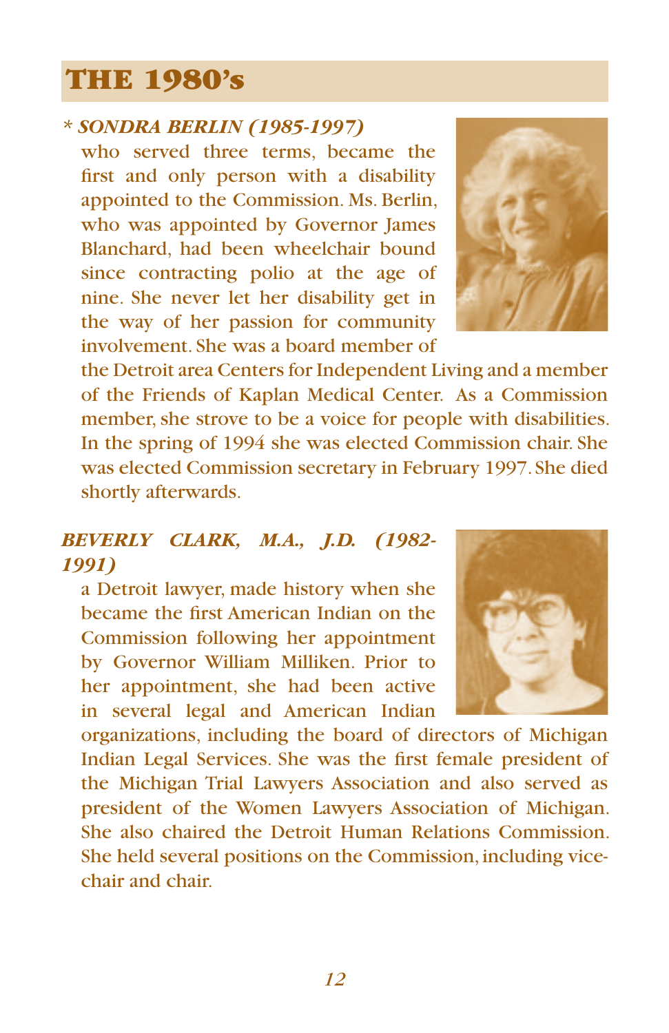# THE 1980's

***\* SONDRA BERLIN (1985-1997)***

who served three terms, became the first and only person with a disability appointed to the Commission. Ms. Berlin, who was appointed by Governor James Blanchard, had been wheelchair bound since contracting polio at the age of nine. She never let her disability get in the way of her passion for community involvement. She was a board member of the Detroit area Centers for Independent Living and a member of the Friends of Kaplan Medical Center. As a Commission member, she strove to be a voice for people with disabilities. In the spring of 1994 she was elected Commission chair. She was elected Commission secretary in February 1997. She died shortly afterwards.

***BEVERLY CLARK, M.A., J.D. (1982-1991)***

a Detroit lawyer, made history when she became the first American Indian on the Commission following her appointment by Governor William Milliken. Prior to her appointment, she had been active in several legal and American Indian organizations, including the board of directors of Michigan Indian Legal Services. She was the first female president of the Michigan Trial Lawyers Association and also served as president of the Women Lawyers Association of Michigan. She also chaired the Detroit Human Relations Commission. She held several positions on the Commission, including vice-chair and chair.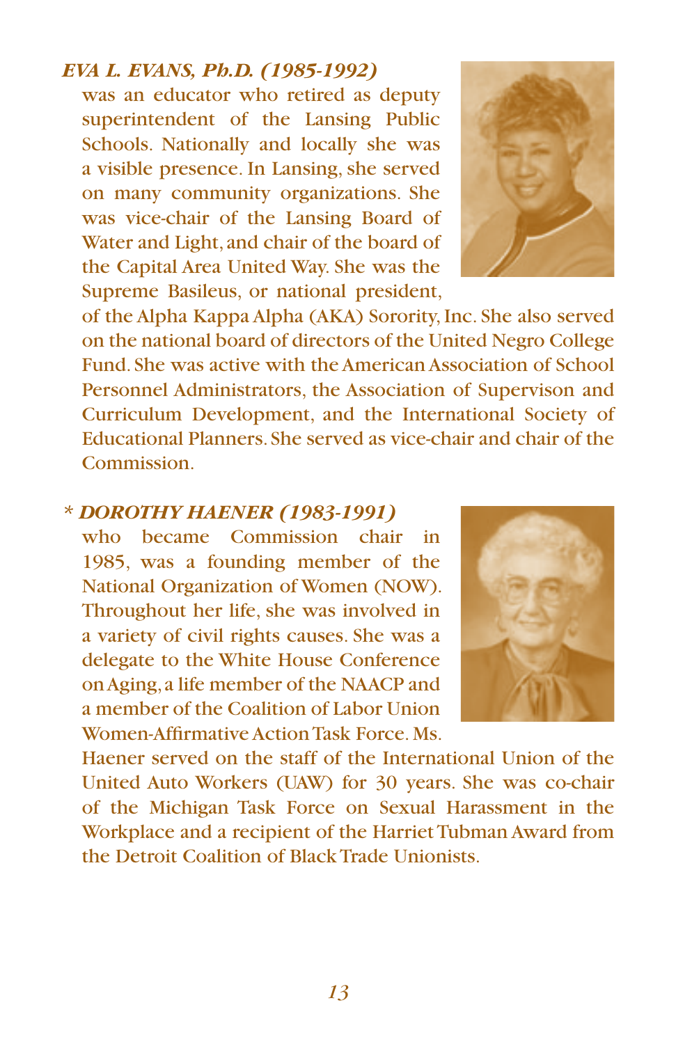***EVA L. EVANS, Ph.D. (1985-1992)***

was an educator who retired as deputy superintendent of the Lansing Public Schools. Nationally and locally she was a visible presence. In Lansing, she served on many community organizations. She was vice-chair of the Lansing Board of Water and Light, and chair of the board of the Capital Area United Way. She was the Supreme Basileus, or national president, of the Alpha Kappa Alpha (AKA) Sorority, Inc. She also served on the national board of directors of the United Negro College Fund. She was active with the American Association of School Personnel Administrators, the Association of Supervison and Curriculum Development, and the International Society of Educational Planners. She served as vice-chair and chair of the Commission.

***\* DOROTHY HAENER (1983-1991)***

who became Commission chair in 1985, was a founding member of the National Organization of Women (NOW). Throughout her life, she was involved in a variety of civil rights causes. She was a delegate to the White House Conference on Aging, a life member of the NAACP and a member of the Coalition of Labor Union Women-Affirmative Action Task Force. Ms. Haener served on the staff of the International Union of the United Auto Workers (UAW) for 30 years. She was co-chair of the Michigan Task Force on Sexual Harassment in the Workplace and a recipient of the Harriet Tubman Award from the Detroit Coalition of Black Trade Unionists.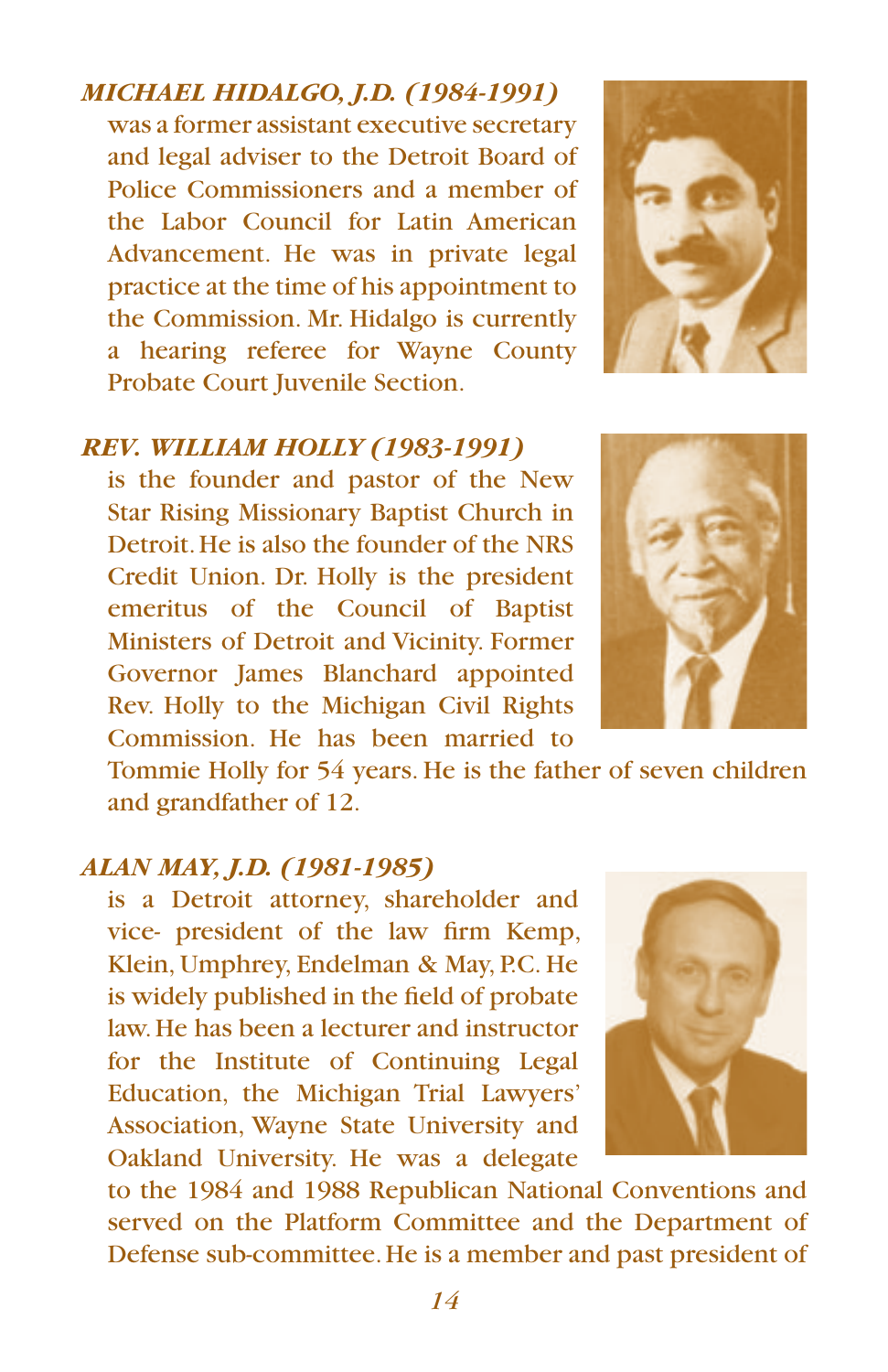***MICHAEL HIDALGO, J.D. (1984-1991)***

was a former assistant executive secretary and legal adviser to the Detroit Board of Police Commissioners and a member of the Labor Council for Latin American Advancement. He was in private legal practice at the time of his appointment to the Commission. Mr. Hidalgo is currently a hearing referee for Wayne County Probate Court Juvenile Section.

***REV. WILLIAM HOLLY (1983-1991)***

is the founder and pastor of the New Star Rising Missionary Baptist Church in Detroit. He is also the founder of the NRS Credit Union. Dr. Holly is the president emeritus of the Council of Baptist Ministers of Detroit and Vicinity. Former Governor James Blanchard appointed Rev. Holly to the Michigan Civil Rights Commission. He has been married to Tommie Holly for 54 years. He is the father of seven children and grandfather of 12.

***ALAN MAY, J.D. (1981-1985)***

is a Detroit attorney, shareholder and vice- president of the law firm Kemp, Klein, Umphrey, Endelman & May, P.C. He is widely published in the field of probate law. He has been a lecturer and instructor for the Institute of Continuing Legal Education, the Michigan Trial Lawyers' Association, Wayne State University and Oakland University. He was a delegate to the 1984 and 1988 Republican National Conventions and served on the Platform Committee and the Department of Defense sub-committee. He is a member and past president of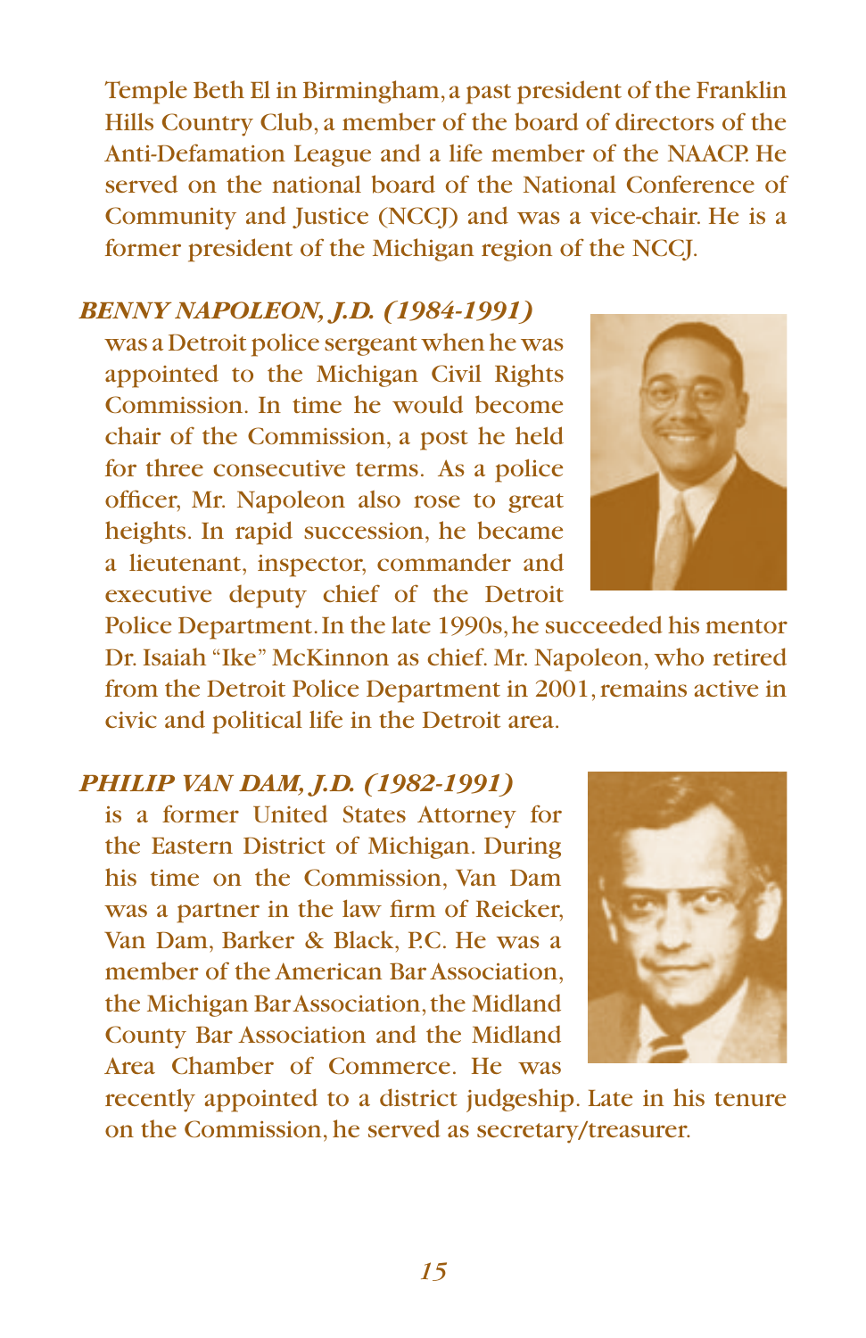Temple Beth El in Birmingham, a past president of the Franklin Hills Country Club, a member of the board of directors of the Anti-Defamation League and a life member of the NAACP. He served on the national board of the National Conference of Community and Justice (NCCJ) and was a vice-chair. He is a former president of the Michigan region of the NCCJ.

***BENNY NAPOLEON, J.D. (1984-1991)***

was a Detroit police sergeant when he was appointed to the Michigan Civil Rights Commission. In time he would become chair of the Commission, a post he held for three consecutive terms. As a police officer, Mr. Napoleon also rose to great heights. In rapid succession, he became a lieutenant, inspector, commander and executive deputy chief of the Detroit Police Department. In the late 1990s, he succeeded his mentor Dr. Isaiah "Ike" McKinnon as chief. Mr. Napoleon, who retired from the Detroit Police Department in 2001, remains active in civic and political life in the Detroit area.

***PHILIP VAN DAM, J.D. (1982-1991)***

is a former United States Attorney for the Eastern District of Michigan. During his time on the Commission, Van Dam was a partner in the law firm of Reicker, Van Dam, Barker & Black, P.C. He was a member of the American Bar Association, the Michigan Bar Association, the Midland County Bar Association and the Midland Area Chamber of Commerce. He was recently appointed to a district judgeship. Late in his tenure on the Commission, he served as secretary/treasurer.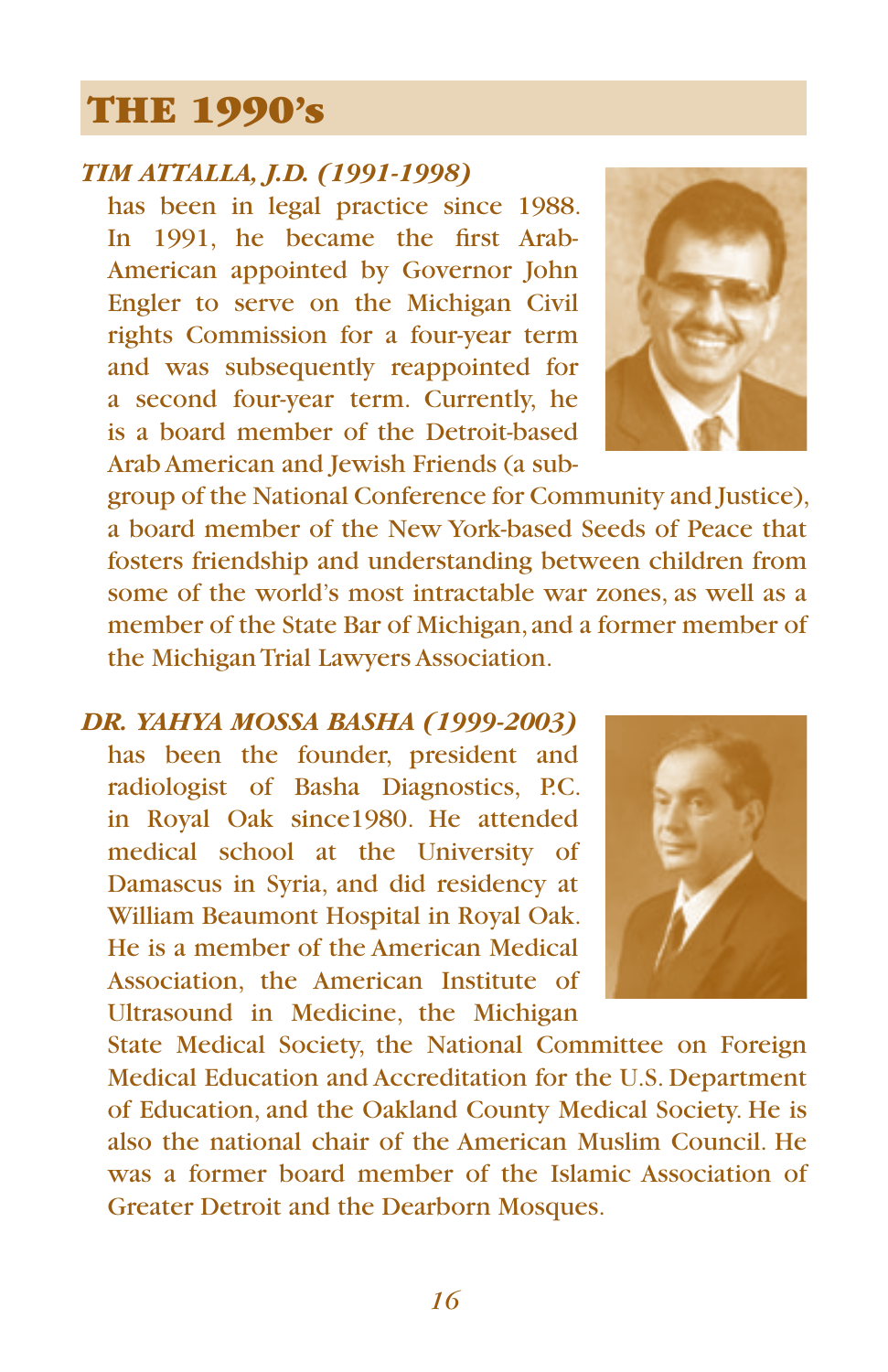# THE 1990's

***TIM ATTALLA, J.D. (1991-1998)***

has been in legal practice since 1988. In 1991, he became the first Arab-American appointed by Governor John Engler to serve on the Michigan Civil rights Commission for a four-year term and was subsequently reappointed for a second four-year term. Currently, he is a board member of the Detroit-based Arab American and Jewish Friends (a sub-group of the National Conference for Community and Justice), a board member of the New York-based Seeds of Peace that fosters friendship and understanding between children from some of the world's most intractable war zones, as well as a member of the State Bar of Michigan, and a former member of the Michigan Trial Lawyers Association.

***DR. YAHYA MOSSA BASHA (1999-2003)***

has been the founder, president and radiologist of Basha Diagnostics, P.C. in Royal Oak since1980. He attended medical school at the University of Damascus in Syria, and did residency at William Beaumont Hospital in Royal Oak. He is a member of the American Medical Association, the American Institute of Ultrasound in Medicine, the Michigan State Medical Society, the National Committee on Foreign Medical Education and Accreditation for the U.S. Department of Education, and the Oakland County Medical Society. He is also the national chair of the American Muslim Council. He was a former board member of the Islamic Association of Greater Detroit and the Dearborn Mosques.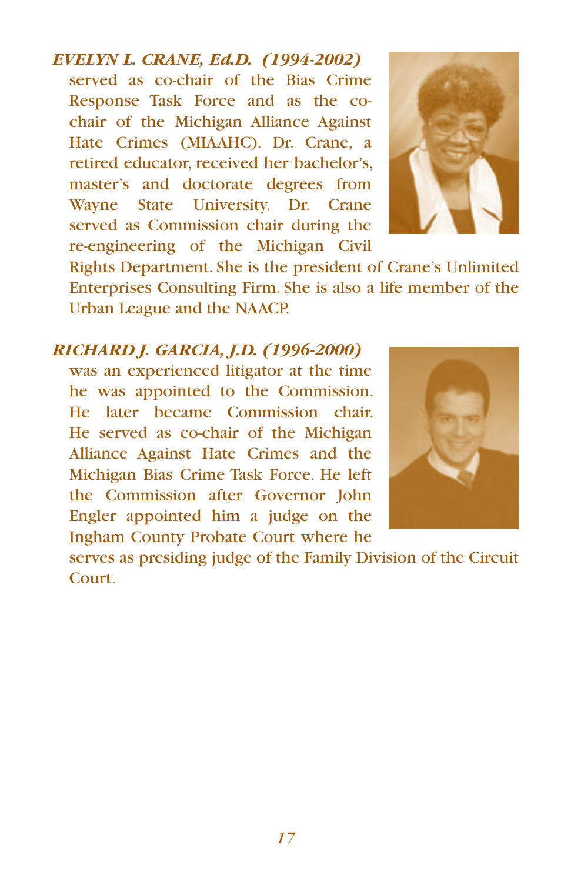***EVELYN L. CRANE, Ed.D. (1994-2002)*** served as co-chair of the Bias Crime Response Task Force and as the co-chair of the Michigan Alliance Against Hate Crimes (MIAAHC). Dr. Crane, a retired educator, received her bachelor's, master's and doctorate degrees from Wayne State University. Dr. Crane served as Commission chair during the re-engineering of the Michigan Civil Rights Department. She is the president of Crane's Unlimited Enterprises Consulting Firm. She is also a life member of the Urban League and the NAACP.

***RICHARD J. GARCIA, J.D. (1996-2000)*** was an experienced litigator at the time he was appointed to the Commission. He later became Commission chair. He served as co-chair of the Michigan Alliance Against Hate Crimes and the Michigan Bias Crime Task Force. He left the Commission after Governor John Engler appointed him a judge on the Ingham County Probate Court where he serves as presiding judge of the Family Division of the Circuit Court.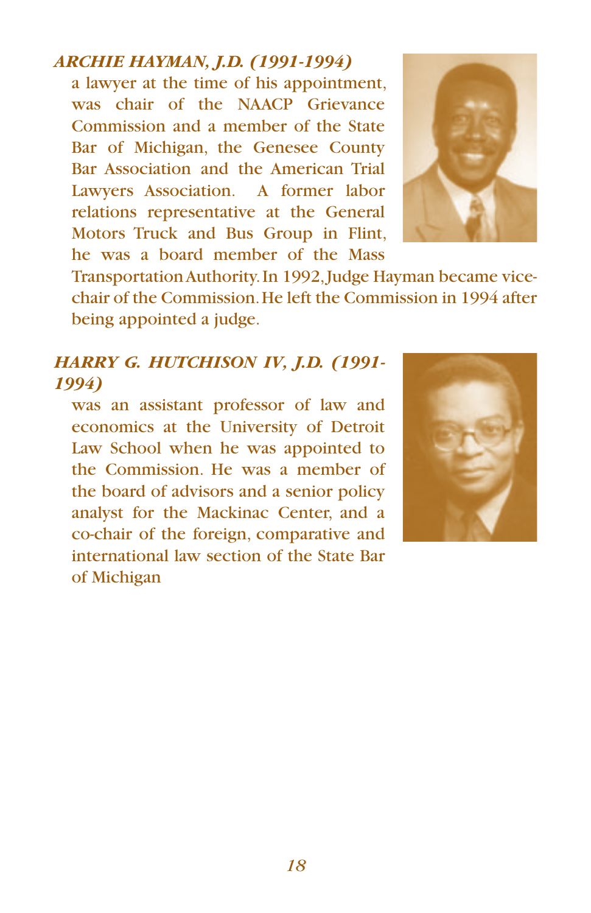***ARCHIE HAYMAN, J.D. (1991-1994)***

a lawyer at the time of his appointment, was chair of the NAACP Grievance Commission and a member of the State Bar of Michigan, the Genesee County Bar Association and the American Trial Lawyers Association. A former labor relations representative at the General Motors Truck and Bus Group in Flint, he was a board member of the Mass Transportation Authority. In 1992, Judge Hayman became vice-chair of the Commission. He left the Commission in 1994 after being appointed a judge.

***HARRY G. HUTCHISON IV, J.D. (1991-1994)***

was an assistant professor of law and economics at the University of Detroit Law School when he was appointed to the Commission. He was a member of the board of advisors and a senior policy analyst for the Mackinac Center, and a co-chair of the foreign, comparative and international law section of the State Bar of Michigan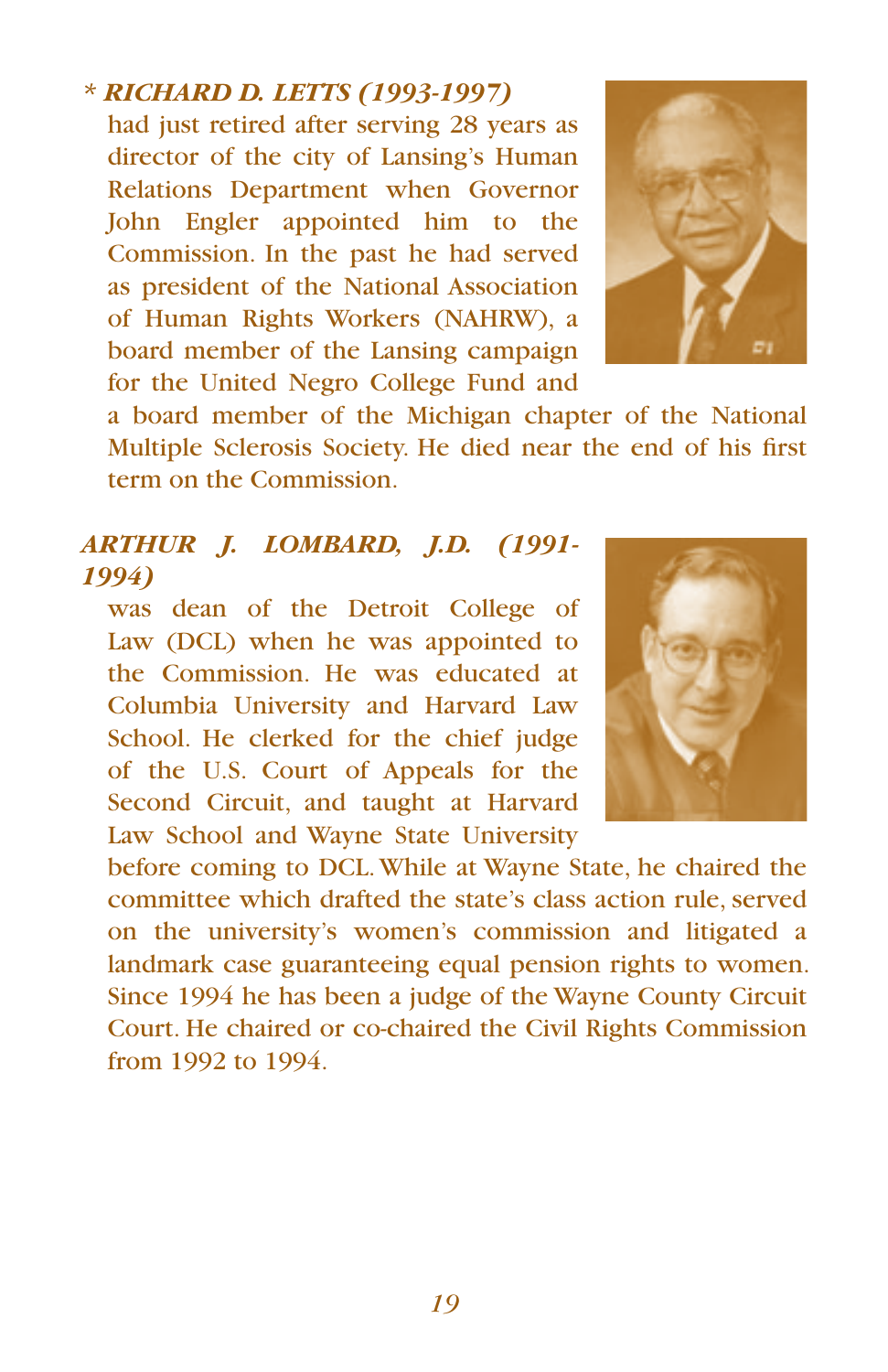***\* RICHARD D. LETTS (1993-1997)***
had just retired after serving 28 years as director of the city of Lansing's Human Relations Department when Governor John Engler appointed him to the Commission. In the past he had served as president of the National Association of Human Rights Workers (NAHRW), a board member of the Lansing campaign for the United Negro College Fund and a board member of the Michigan chapter of the National Multiple Sclerosis Society. He died near the end of his first term on the Commission.

***ARTHUR J. LOMBARD, J.D. (1991-1994)***
was dean of the Detroit College of Law (DCL) when he was appointed to the Commission. He was educated at Columbia University and Harvard Law School. He clerked for the chief judge of the U.S. Court of Appeals for the Second Circuit, and taught at Harvard Law School and Wayne State University before coming to DCL. While at Wayne State, he chaired the committee which drafted the state's class action rule, served on the university's women's commission and litigated a landmark case guaranteeing equal pension rights to women. Since 1994 he has been a judge of the Wayne County Circuit Court. He chaired or co-chaired the Civil Rights Commission from 1992 to 1994.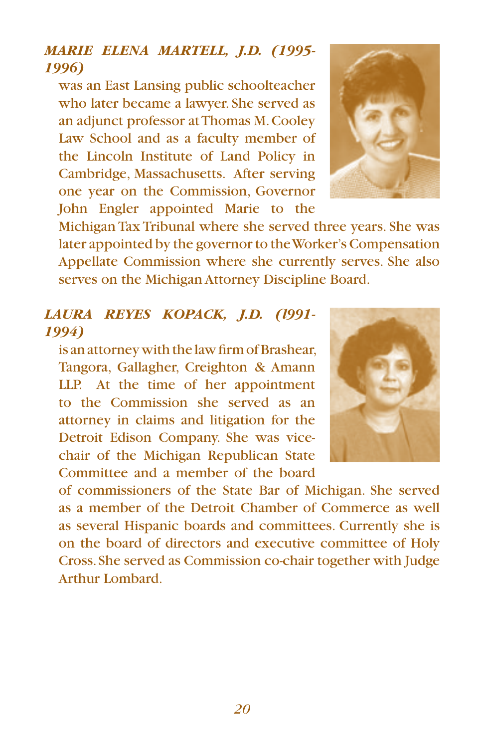***MARIE ELENA MARTELL, J.D. (1995-1996)***

was an East Lansing public schoolteacher who later became a lawyer. She served as an adjunct professor at Thomas M. Cooley Law School and as a faculty member of the Lincoln Institute of Land Policy in Cambridge, Massachusetts. After serving one year on the Commission, Governor John Engler appointed Marie to the Michigan Tax Tribunal where she served three years. She was later appointed by the governor to the Worker's Compensation Appellate Commission where she currently serves. She also serves on the Michigan Attorney Discipline Board.

***LAURA REYES KOPACK, J.D. (l991-1994)***

is an attorney with the law firm of Brashear, Tangora, Gallagher, Creighton & Amann LLP. At the time of her appointment to the Commission she served as an attorney in claims and litigation for the Detroit Edison Company. She was vice-chair of the Michigan Republican State Committee and a member of the board of commissioners of the State Bar of Michigan. She served as a member of the Detroit Chamber of Commerce as well as several Hispanic boards and committees. Currently she is on the board of directors and executive committee of Holy Cross. She served as Commission co-chair together with Judge Arthur Lombard.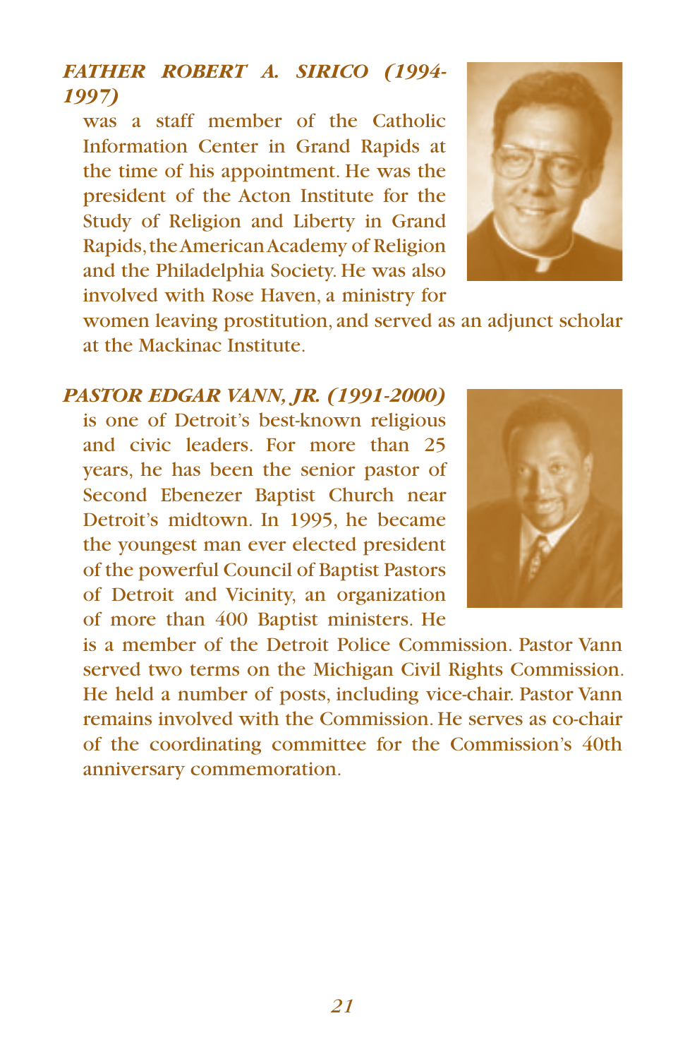***FATHER ROBERT A. SIRICO (1994-1997)*** was a staff member of the Catholic Information Center in Grand Rapids at the time of his appointment. He was the president of the Acton Institute for the Study of Religion and Liberty in Grand Rapids, the American Academy of Religion and the Philadelphia Society. He was also involved with Rose Haven, a ministry for women leaving prostitution, and served as an adjunct scholar at the Mackinac Institute.

***PASTOR EDGAR VANN, JR. (1991-2000)*** is one of Detroit's best-known religious and civic leaders. For more than 25 years, he has been the senior pastor of Second Ebenezer Baptist Church near Detroit's midtown. In 1995, he became the youngest man ever elected president of the powerful Council of Baptist Pastors of Detroit and Vicinity, an organization of more than 400 Baptist ministers. He is a member of the Detroit Police Commission. Pastor Vann served two terms on the Michigan Civil Rights Commission. He held a number of posts, including vice-chair. Pastor Vann remains involved with the Commission. He serves as co-chair of the coordinating committee for the Commission's 40th anniversary commemoration.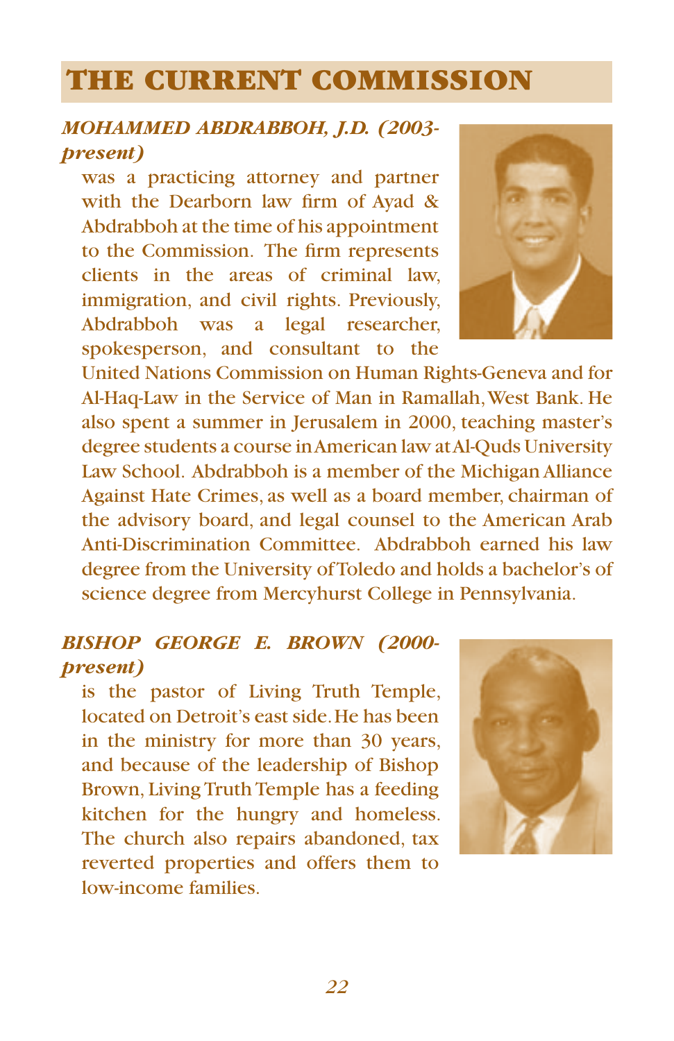# THE CURRENT COMMISSION

***MOHAMMED ABDRABBOH, J.D. (2003-present)***

was a practicing attorney and partner with the Dearborn law firm of Ayad & Abdrabboh at the time of his appointment to the Commission. The firm represents clients in the areas of criminal law, immigration, and civil rights. Previously, Abdrabboh was a legal researcher, spokesperson, and consultant to the United Nations Commission on Human Rights-Geneva and for Al-Haq-Law in the Service of Man in Ramallah, West Bank. He also spent a summer in Jerusalem in 2000, teaching master's degree students a course in American law at Al-Quds University Law School. Abdrabboh is a member of the Michigan Alliance Against Hate Crimes, as well as a board member, chairman of the advisory board, and legal counsel to the American Arab Anti-Discrimination Committee. Abdrabboh earned his law degree from the University of Toledo and holds a bachelor's of science degree from Mercyhurst College in Pennsylvania.

***BISHOP GEORGE E. BROWN (2000-present)***

is the pastor of Living Truth Temple, located on Detroit's east side. He has been in the ministry for more than 30 years, and because of the leadership of Bishop Brown, Living Truth Temple has a feeding kitchen for the hungry and homeless. The church also repairs abandoned, tax reverted properties and offers them to low-income families.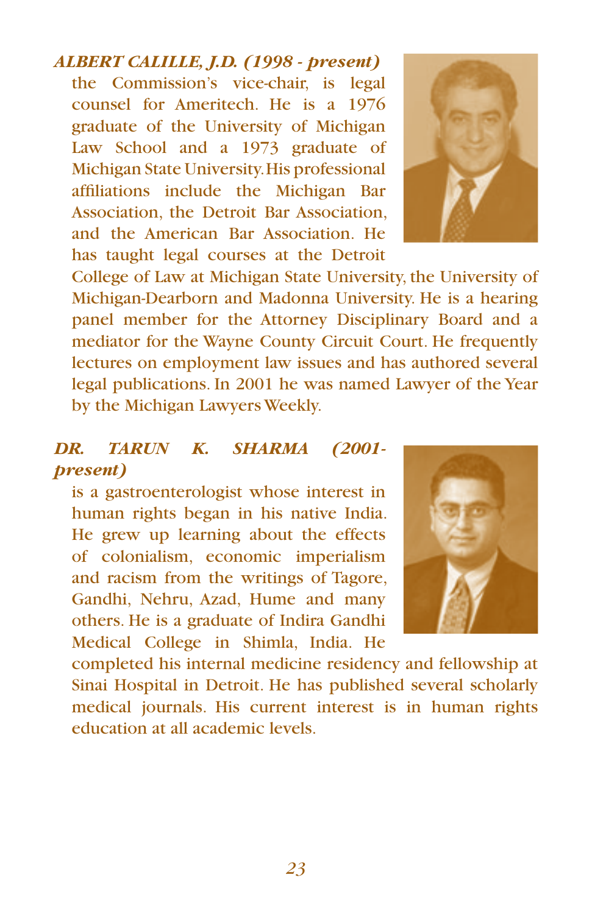***ALBERT CALILLE, J.D. (1998 - present)***

the Commission's vice-chair, is legal counsel for Ameritech. He is a 1976 graduate of the University of Michigan Law School and a 1973 graduate of Michigan State University. His professional affiliations include the Michigan Bar Association, the Detroit Bar Association, and the American Bar Association. He has taught legal courses at the Detroit College of Law at Michigan State University, the University of Michigan-Dearborn and Madonna University. He is a hearing panel member for the Attorney Disciplinary Board and a mediator for the Wayne County Circuit Court. He frequently lectures on employment law issues and has authored several legal publications. In 2001 he was named Lawyer of the Year by the Michigan Lawyers Weekly.

***DR. TARUN K. SHARMA (2001-present)***

is a gastroenterologist whose interest in human rights began in his native India. He grew up learning about the effects of colonialism, economic imperialism and racism from the writings of Tagore, Gandhi, Nehru, Azad, Hume and many others. He is a graduate of Indira Gandhi Medical College in Shimla, India. He completed his internal medicine residency and fellowship at Sinai Hospital in Detroit. He has published several scholarly medical journals. His current interest is in human rights education at all academic levels.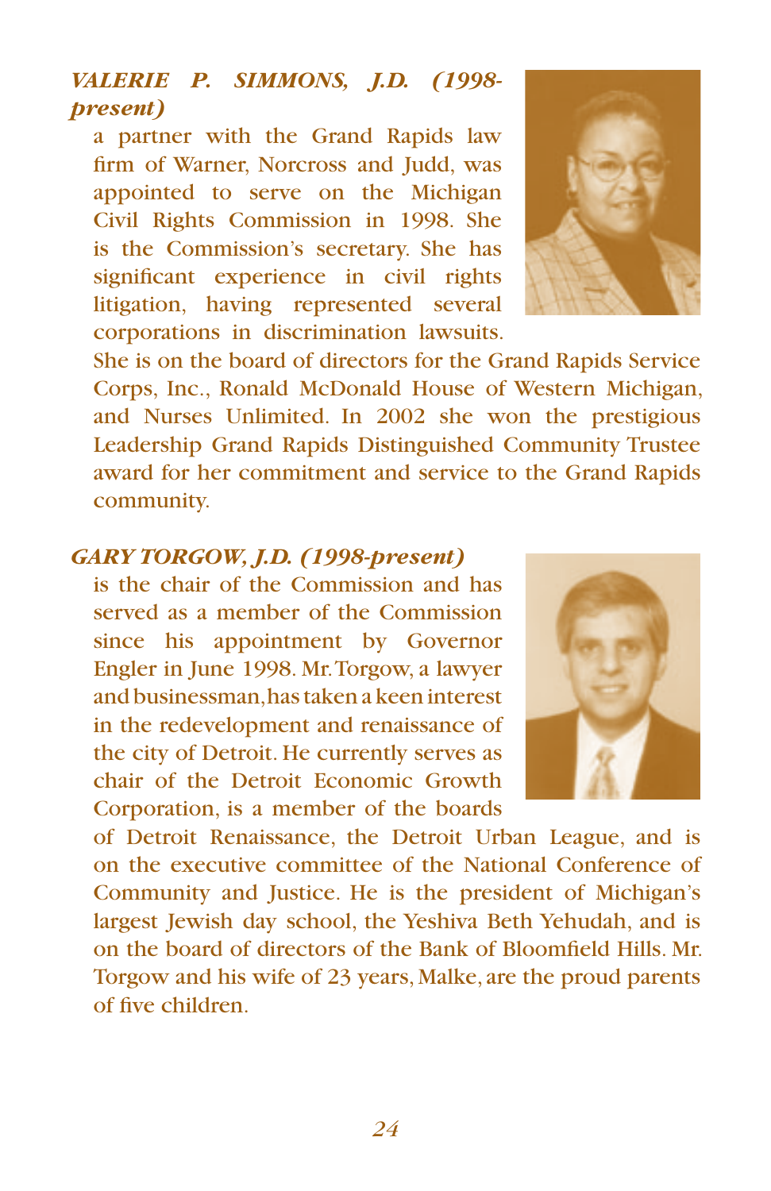***VALERIE P. SIMMONS, J.D. (1998-present)***

a partner with the Grand Rapids law firm of Warner, Norcross and Judd, was appointed to serve on the Michigan Civil Rights Commission in 1998. She is the Commission's secretary. She has significant experience in civil rights litigation, having represented several corporations in discrimination lawsuits. She is on the board of directors for the Grand Rapids Service Corps, Inc., Ronald McDonald House of Western Michigan, and Nurses Unlimited. In 2002 she won the prestigious Leadership Grand Rapids Distinguished Community Trustee award for her commitment and service to the Grand Rapids community.

***GARY TORGOW, J.D. (1998-present)***

is the chair of the Commission and has served as a member of the Commission since his appointment by Governor Engler in June 1998. Mr. Torgow, a lawyer and businessman, has taken a keen interest in the redevelopment and renaissance of the city of Detroit. He currently serves as chair of the Detroit Economic Growth Corporation, is a member of the boards of Detroit Renaissance, the Detroit Urban League, and is on the executive committee of the National Conference of Community and Justice. He is the president of Michigan's largest Jewish day school, the Yeshiva Beth Yehudah, and is on the board of directors of the Bank of Bloomfield Hills. Mr. Torgow and his wife of 23 years, Malke, are the proud parents of five children.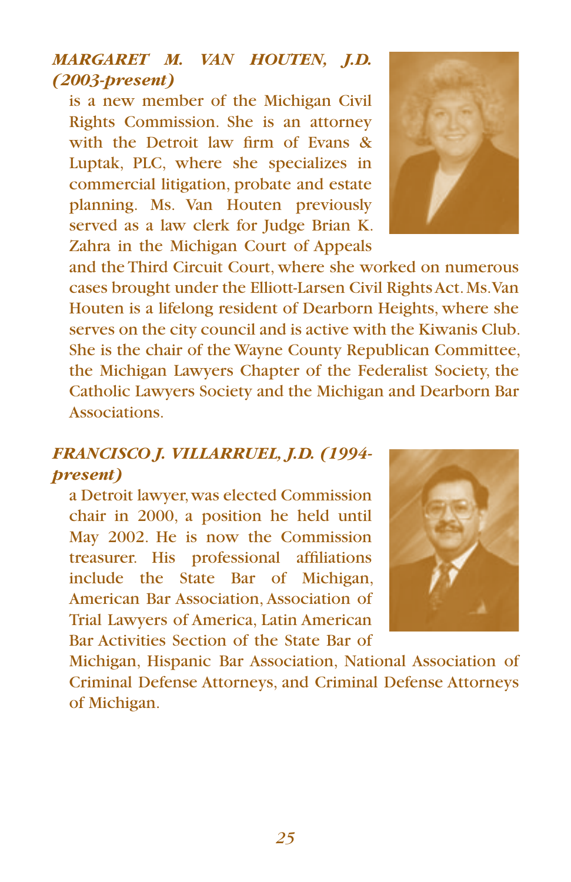***MARGARET M. VAN HOUTEN, J.D. (2003-present)***

is a new member of the Michigan Civil Rights Commission. She is an attorney with the Detroit law firm of Evans & Luptak, PLC, where she specializes in commercial litigation, probate and estate planning. Ms. Van Houten previously served as a law clerk for Judge Brian K. Zahra in the Michigan Court of Appeals and the Third Circuit Court, where she worked on numerous cases brought under the Elliott-Larsen Civil Rights Act. Ms. Van Houten is a lifelong resident of Dearborn Heights, where she serves on the city council and is active with the Kiwanis Club. She is the chair of the Wayne County Republican Committee, the Michigan Lawyers Chapter of the Federalist Society, the Catholic Lawyers Society and the Michigan and Dearborn Bar Associations.

***FRANCISCO J. VILLARRUEL, J.D. (1994-present)***

a Detroit lawyer, was elected Commission chair in 2000, a position he held until May 2002. He is now the Commission treasurer. His professional affiliations include the State Bar of Michigan, American Bar Association, Association of Trial Lawyers of America, Latin American Bar Activities Section of the State Bar of Michigan, Hispanic Bar Association, National Association of Criminal Defense Attorneys, and Criminal Defense Attorneys of Michigan.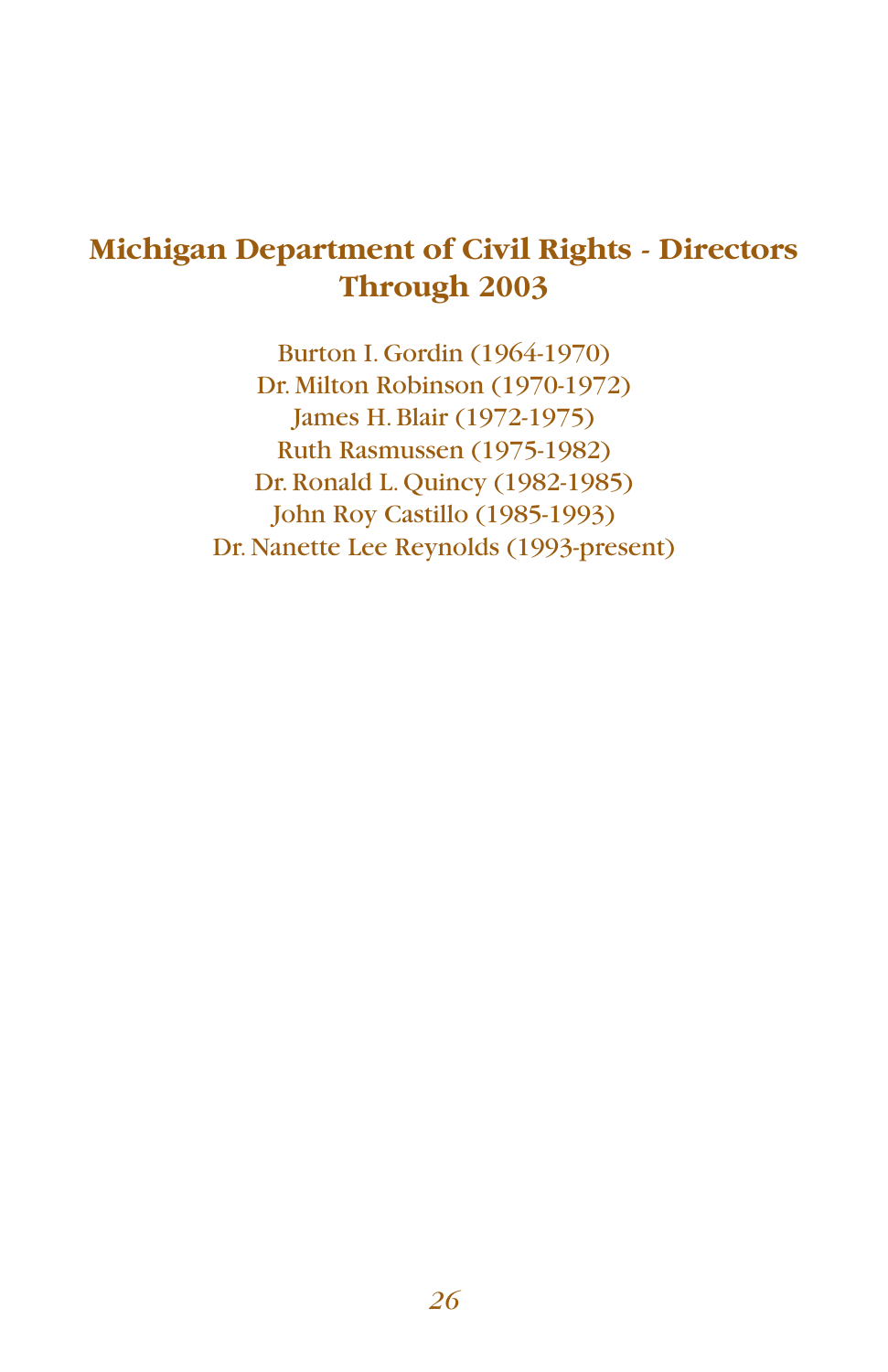## Michigan Department of Civil Rights - Directors Through 2003

Burton I. Gordin (1964-1970)
Dr. Milton Robinson (1970-1972)
James H. Blair (1972-1975)
Ruth Rasmussen (1975-1982)
Dr. Ronald L. Quincy (1982-1985)
John Roy Castillo (1985-1993)
Dr. Nanette Lee Reynolds (1993-present)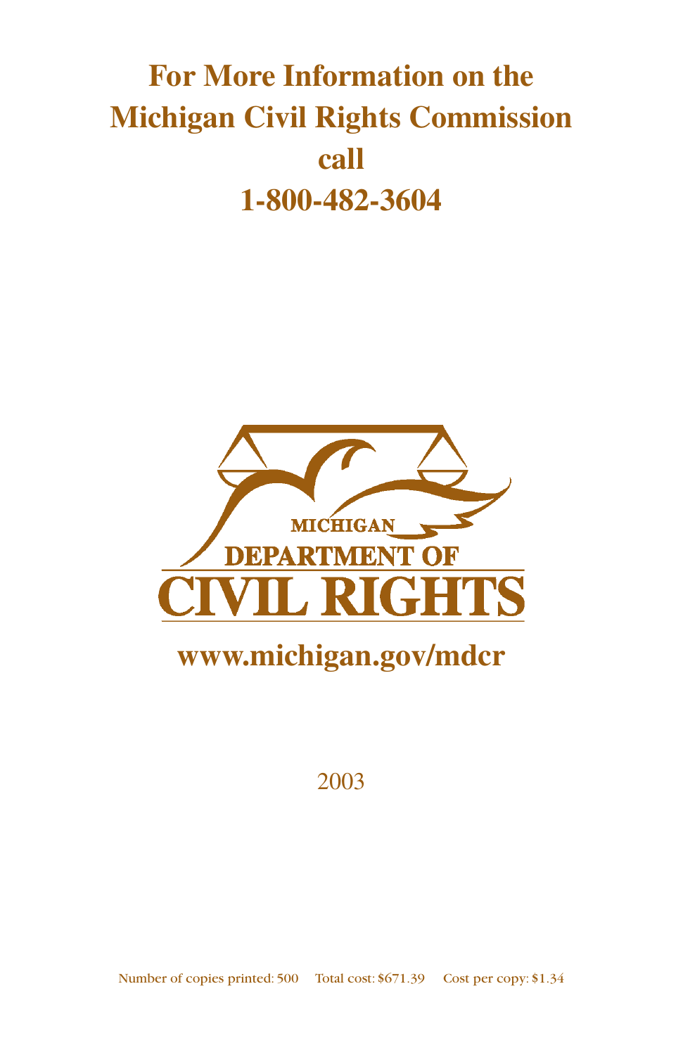# For More Information on the Michigan Civil Rights Commission call 1-800-482-3604

MICHIGAN
DEPARTMENT OF
CIVIL RIGHTS

**www.michigan.gov/mdcr**

2003

Number of copies printed: 500 Total cost: $671.39 Cost per copy: $1.34